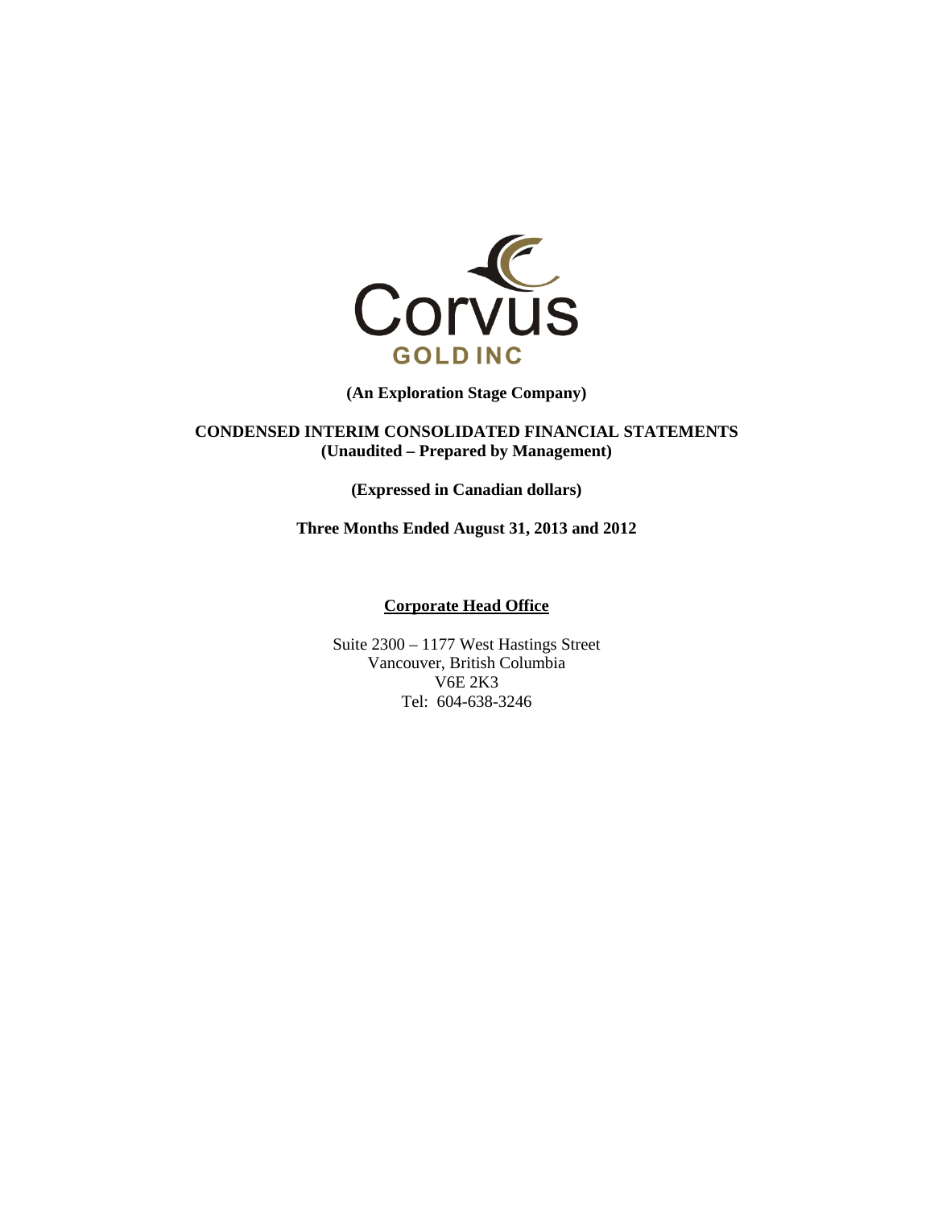Corvus GOLD INC

**(An Exploration Stage Company)**

**CONDENSED INTERIM CONSOLIDATED FINANCIAL STATEMENTS**
**(Unaudited – Prepared by Management)**

**(Expressed in Canadian dollars)**

**Three Months Ended August 31, 2013 and 2012**

**Corporate Head Office**

Suite 2300 – 1177 West Hastings Street
Vancouver, British Columbia
V6E 2K3
Tel: 604-638-3246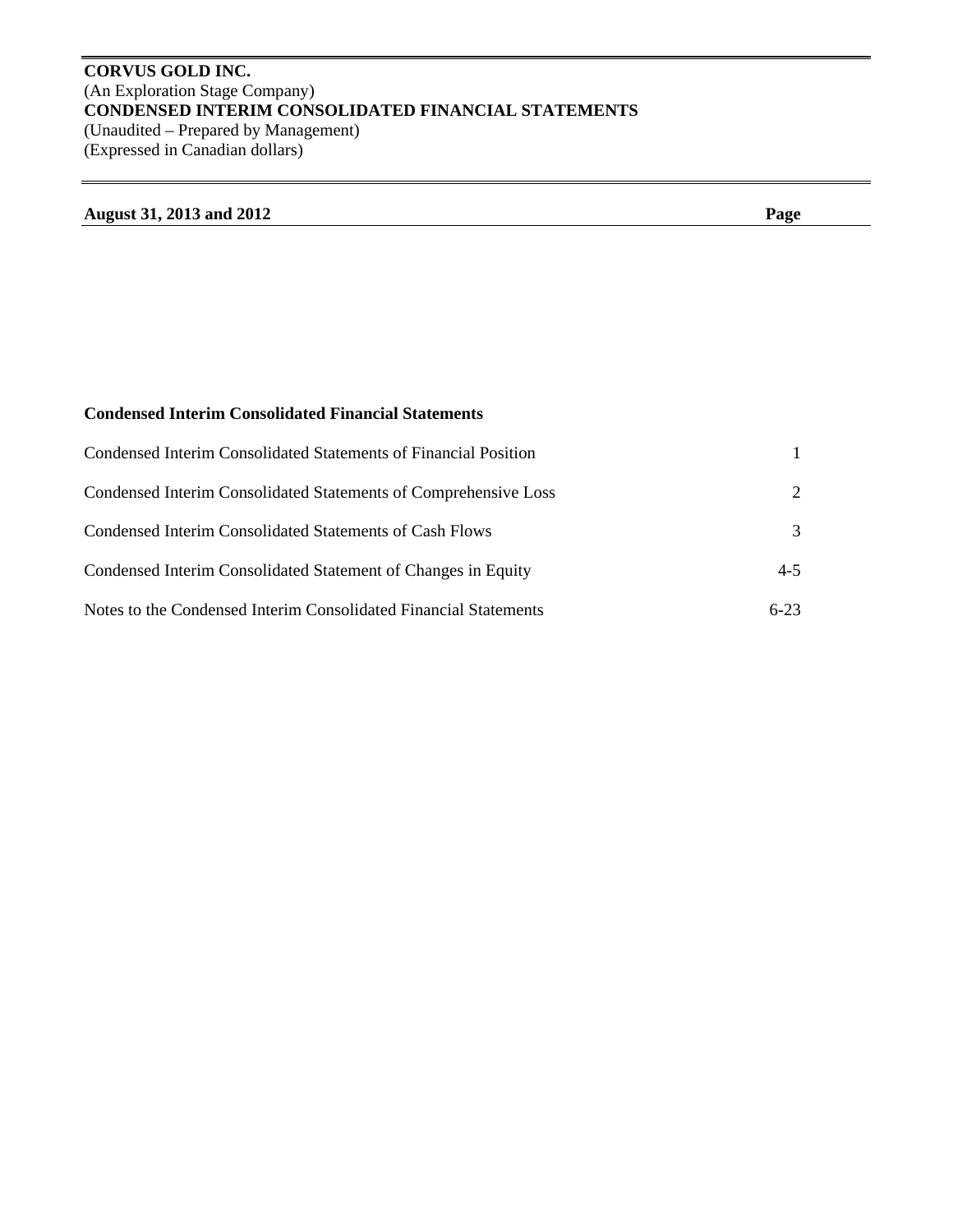**CORVUS GOLD INC.**
(An Exploration Stage Company)
**CONDENSED INTERIM CONSOLIDATED FINANCIAL STATEMENTS**
(Unaudited – Prepared by Management)
(Expressed in Canadian dollars)

| **August 31, 2013 and 2012** | **Page** |
|---|---|
| **Condensed Interim Consolidated Financial Statements** | |
| Condensed Interim Consolidated Statements of Financial Position | 1 |
| Condensed Interim Consolidated Statements of Comprehensive Loss | 2 |
| Condensed Interim Consolidated Statements of Cash Flows | 3 |
| Condensed Interim Consolidated Statement of Changes in Equity | 4-5 |
| Notes to the Condensed Interim Consolidated Financial Statements | 6-23 |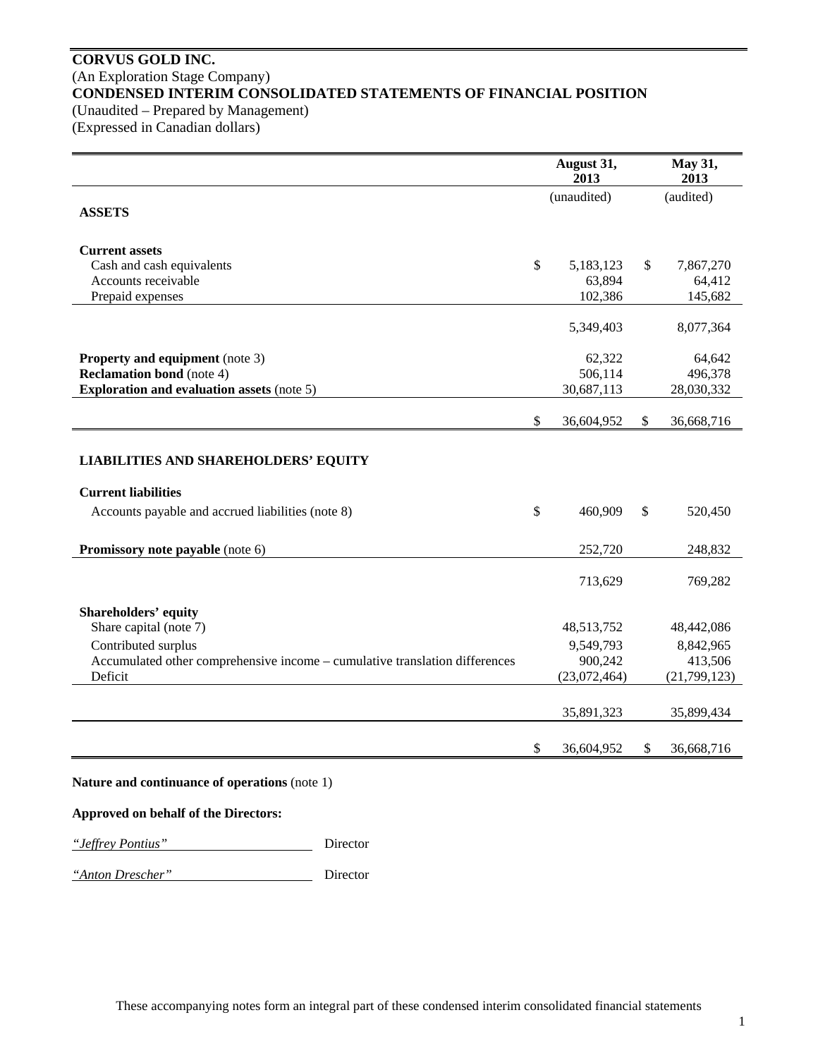# CORVUS GOLD INC.

(An Exploration Stage Company)

**CONDENSED INTERIM CONSOLIDATED STATEMENTS OF FINANCIAL POSITION**

(Unaudited – Prepared by Management)

(Expressed in Canadian dollars)

| | August 31, 2013 | May 31, 2013 |
|---|---|---|
| | (unaudited) | (audited) |
| **ASSETS** | | |
| **Current assets** | | |
| Cash and cash equivalents | $ 5,183,123 | $ 7,867,270 |
| Accounts receivable | 63,894 | 64,412 |
| Prepaid expenses | 102,386 | 145,682 |
| | 5,349,403 | 8,077,364 |
| **Property and equipment** (note 3) | 62,322 | 64,642 |
| **Reclamation bond** (note 4) | 506,114 | 496,378 |
| **Exploration and evaluation assets** (note 5) | 30,687,113 | 28,030,332 |
| | $ 36,604,952 | $ 36,668,716 |
| **LIABILITIES AND SHAREHOLDERS' EQUITY** | | |
| **Current liabilities** | | |
| Accounts payable and accrued liabilities (note 8) | $ 460,909 | $ 520,450 |
| **Promissory note payable** (note 6) | 252,720 | 248,832 |
| | 713,629 | 769,282 |
| **Shareholders' equity** | | |
| Share capital (note 7) | 48,513,752 | 48,442,086 |
| Contributed surplus | 9,549,793 | 8,842,965 |
| Accumulated other comprehensive income – cumulative translation differences | 900,242 | 413,506 |
| Deficit | (23,072,464) | (21,799,123) |
| | 35,891,323 | 35,899,434 |
| | $ 36,604,952 | $ 36,668,716 |

**Nature and continuance of operations** (note 1)

**Approved on behalf of the Directors:**

*"Jeffrey Pontius"* Director

*"Anton Drescher"* Director

These accompanying notes form an integral part of these condensed interim consolidated financial statements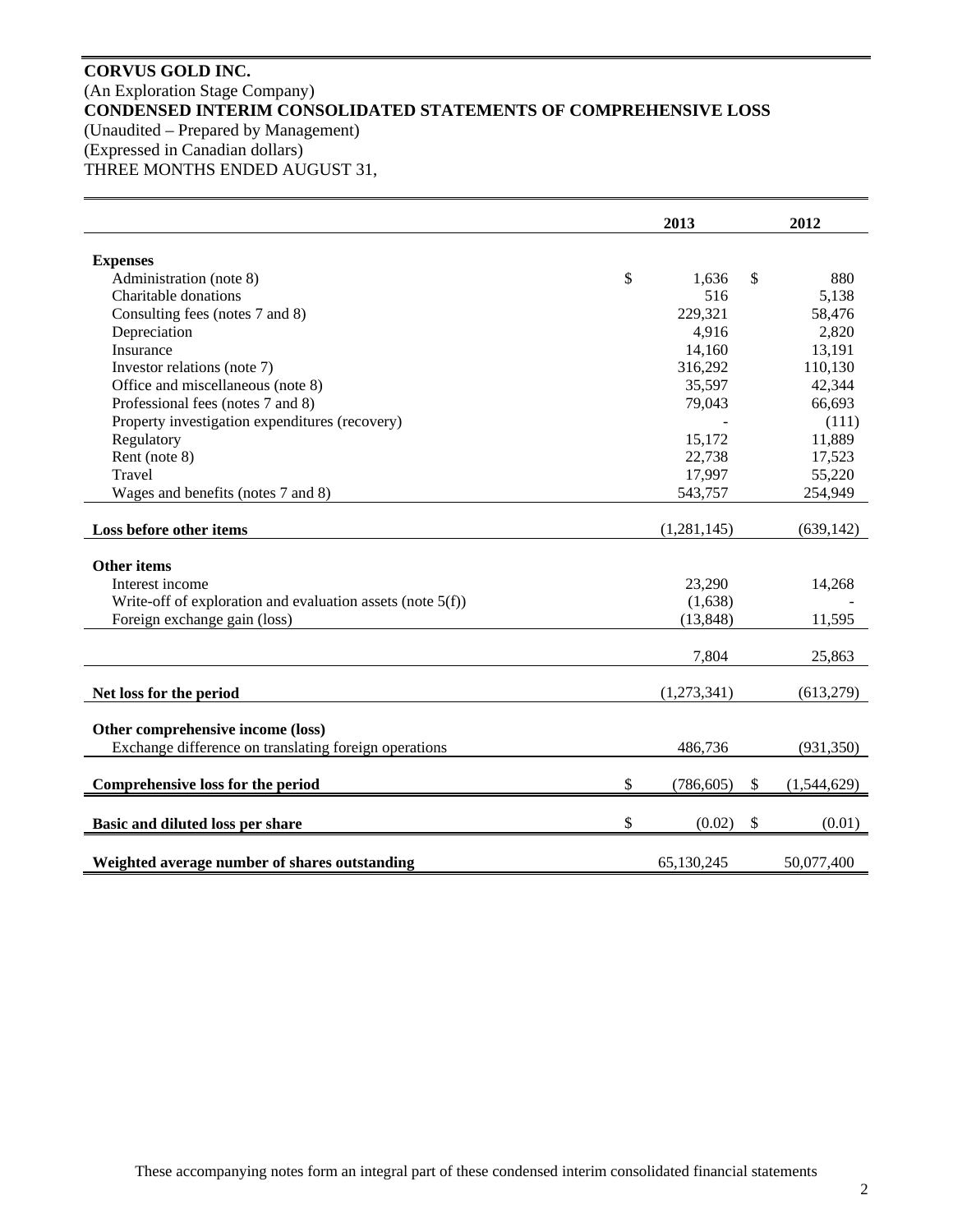**CORVUS GOLD INC.**
(An Exploration Stage Company)
**CONDENSED INTERIM CONSOLIDATED STATEMENTS OF COMPREHENSIVE LOSS**
(Unaudited – Prepared by Management)
(Expressed in Canadian dollars)
THREE MONTHS ENDED AUGUST 31,

| | 2013 | 2012 |
|---|---|---|
| **Expenses** | | |
| Administration (note 8) | $ 1,636 | $ 880 |
| Charitable donations | 516 | 5,138 |
| Consulting fees (notes 7 and 8) | 229,321 | 58,476 |
| Depreciation | 4,916 | 2,820 |
| Insurance | 14,160 | 13,191 |
| Investor relations (note 7) | 316,292 | 110,130 |
| Office and miscellaneous (note 8) | 35,597 | 42,344 |
| Professional fees (notes 7 and 8) | 79,043 | 66,693 |
| Property investigation expenditures (recovery) | - | (111) |
| Regulatory | 15,172 | 11,889 |
| Rent (note 8) | 22,738 | 17,523 |
| Travel | 17,997 | 55,220 |
| Wages and benefits (notes 7 and 8) | 543,757 | 254,949 |
| **Loss before other items** | (1,281,145) | (639,142) |
| **Other items** | | |
| Interest income | 23,290 | 14,268 |
| Write-off of exploration and evaluation assets (note 5(f)) | (1,638) | - |
| Foreign exchange gain (loss) | (13,848) | 11,595 |
| | 7,804 | 25,863 |
| **Net loss for the period** | (1,273,341) | (613,279) |
| **Other comprehensive income (loss)** | | |
| Exchange difference on translating foreign operations | 486,736 | (931,350) |
| **Comprehensive loss for the period** | $ (786,605) | $ (1,544,629) |
| **Basic and diluted loss per share** | $ (0.02) | $ (0.01) |
| **Weighted average number of shares outstanding** | 65,130,245 | 50,077,400 |

These accompanying notes form an integral part of these condensed interim consolidated financial statements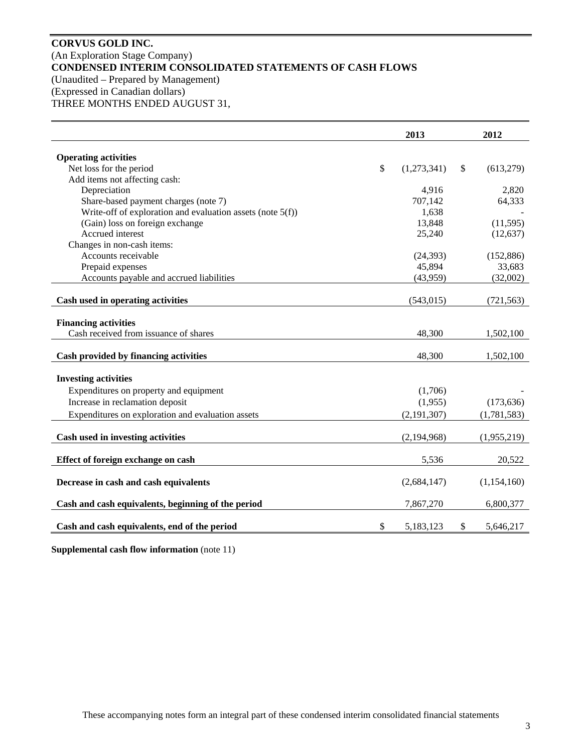**CORVUS GOLD INC.**
(An Exploration Stage Company)
**CONDENSED INTERIM CONSOLIDATED STATEMENTS OF CASH FLOWS**
(Unaudited – Prepared by Management)
(Expressed in Canadian dollars)
THREE MONTHS ENDED AUGUST 31,

| | 2013 | 2012 |
|---|---|---|
| **Operating activities** | | |
| Net loss for the period | $ (1,273,341) | $ (613,279) |
| Add items not affecting cash: | | |
| Depreciation | 4,916 | 2,820 |
| Share-based payment charges (note 7) | 707,142 | 64,333 |
| Write-off of exploration and evaluation assets (note 5(f)) | 1,638 | - |
| (Gain) loss on foreign exchange | 13,848 | (11,595) |
| Accrued interest | 25,240 | (12,637) |
| Changes in non-cash items: | | |
| Accounts receivable | (24,393) | (152,886) |
| Prepaid expenses | 45,894 | 33,683 |
| Accounts payable and accrued liabilities | (43,959) | (32,002) |
| **Cash used in operating activities** | (543,015) | (721,563) |
| **Financing activities** | | |
| Cash received from issuance of shares | 48,300 | 1,502,100 |
| **Cash provided by financing activities** | 48,300 | 1,502,100 |
| **Investing activities** | | |
| Expenditures on property and equipment | (1,706) | - |
| Increase in reclamation deposit | (1,955) | (173,636) |
| Expenditures on exploration and evaluation assets | (2,191,307) | (1,781,583) |
| **Cash used in investing activities** | (2,194,968) | (1,955,219) |
| **Effect of foreign exchange on cash** | 5,536 | 20,522 |
| **Decrease in cash and cash equivalents** | (2,684,147) | (1,154,160) |
| **Cash and cash equivalents, beginning of the period** | 7,867,270 | 6,800,377 |
| **Cash and cash equivalents, end of the period** | $ 5,183,123 | $ 5,646,217 |

**Supplemental cash flow information** (note 11)

These accompanying notes form an integral part of these condensed interim consolidated financial statements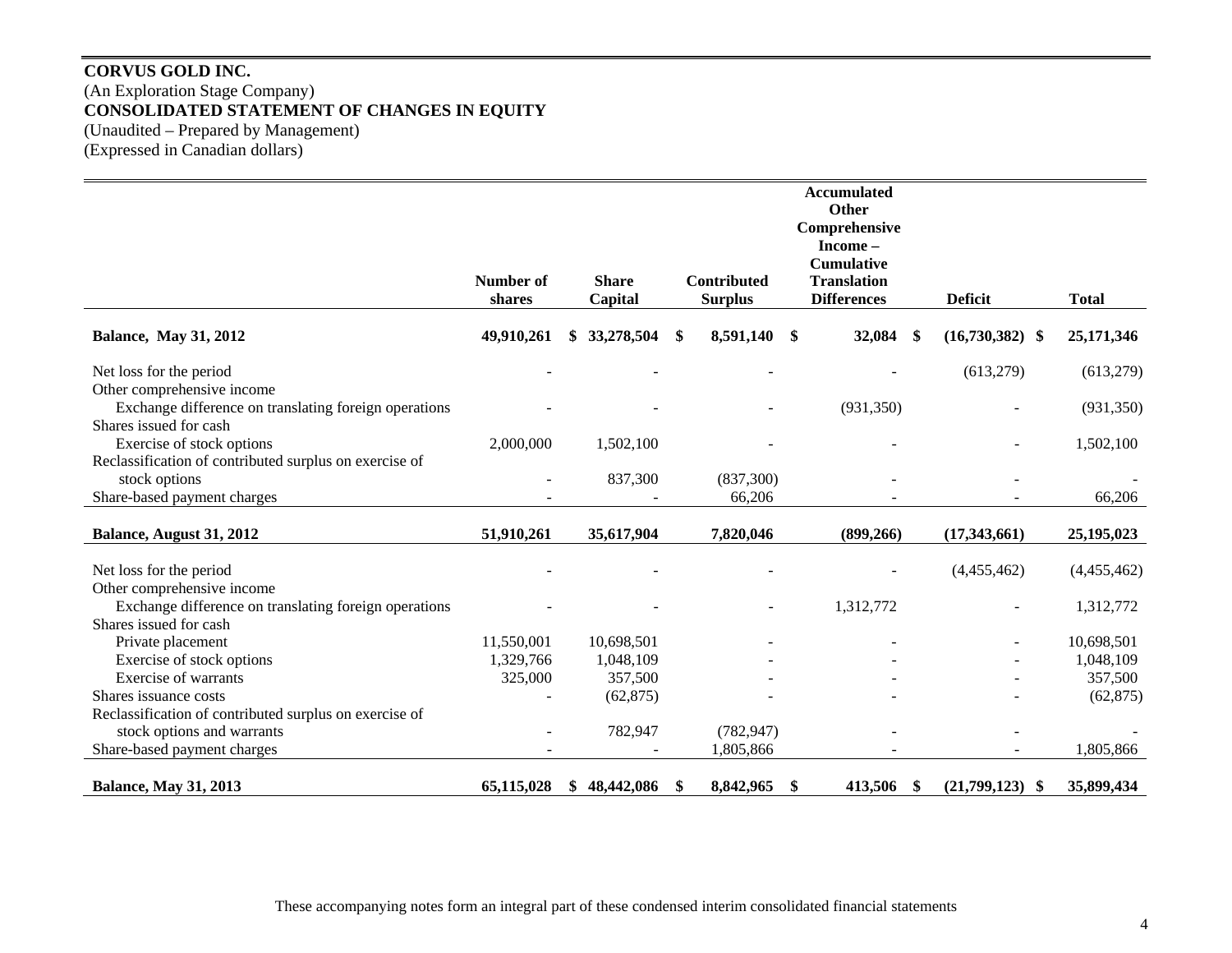**CORVUS GOLD INC.**
(An Exploration Stage Company)
**CONSOLIDATED STATEMENT OF CHANGES IN EQUITY**
(Unaudited – Prepared by Management)
(Expressed in Canadian dollars)

| | Number of shares | Share Capital | Contributed Surplus | Accumulated Other Comprehensive Income – Cumulative Translation Differences | Deficit | Total |
|---|---|---|---|---|---|---|
| **Balance, May 31, 2012** | **49,910,261** | **$ 33,278,504** | **$ 8,591,140** | **$ 32,084** | **$ (16,730,382)** | **$ 25,171,346** |
| Net loss for the period | - | - | - | - | (613,279) | (613,279) |
| Other comprehensive income | | | | | | |
| Exchange difference on translating foreign operations | - | - | - | (931,350) | - | (931,350) |
| Shares issued for cash | | | | | | |
| Exercise of stock options | 2,000,000 | 1,502,100 | - | - | - | 1,502,100 |
| Reclassification of contributed surplus on exercise of stock options | - | 837,300 | (837,300) | - | - | - |
| Share-based payment charges | - | - | 66,206 | - | - | 66,206 |
| **Balance, August 31, 2012** | **51,910,261** | **35,617,904** | **7,820,046** | **(899,266)** | **(17,343,661)** | **25,195,023** |
| Net loss for the period | - | - | - | - | (4,455,462) | (4,455,462) |
| Other comprehensive income | | | | | | |
| Exchange difference on translating foreign operations | - | - | - | 1,312,772 | - | 1,312,772 |
| Shares issued for cash | | | | | | |
| Private placement | 11,550,001 | 10,698,501 | - | - | - | 10,698,501 |
| Exercise of stock options | 1,329,766 | 1,048,109 | - | - | - | 1,048,109 |
| Exercise of warrants | 325,000 | 357,500 | - | - | - | 357,500 |
| Shares issuance costs | - | (62,875) | - | - | - | (62,875) |
| Reclassification of contributed surplus on exercise of stock options and warrants | - | 782,947 | (782,947) | - | - | - |
| Share-based payment charges | - | - | 1,805,866 | - | - | 1,805,866 |
| **Balance, May 31, 2013** | **65,115,028** | **$ 48,442,086** | **$ 8,842,965** | **$ 413,506** | **$ (21,799,123)** | **$ 35,899,434** |

These accompanying notes form an integral part of these condensed interim consolidated financial statements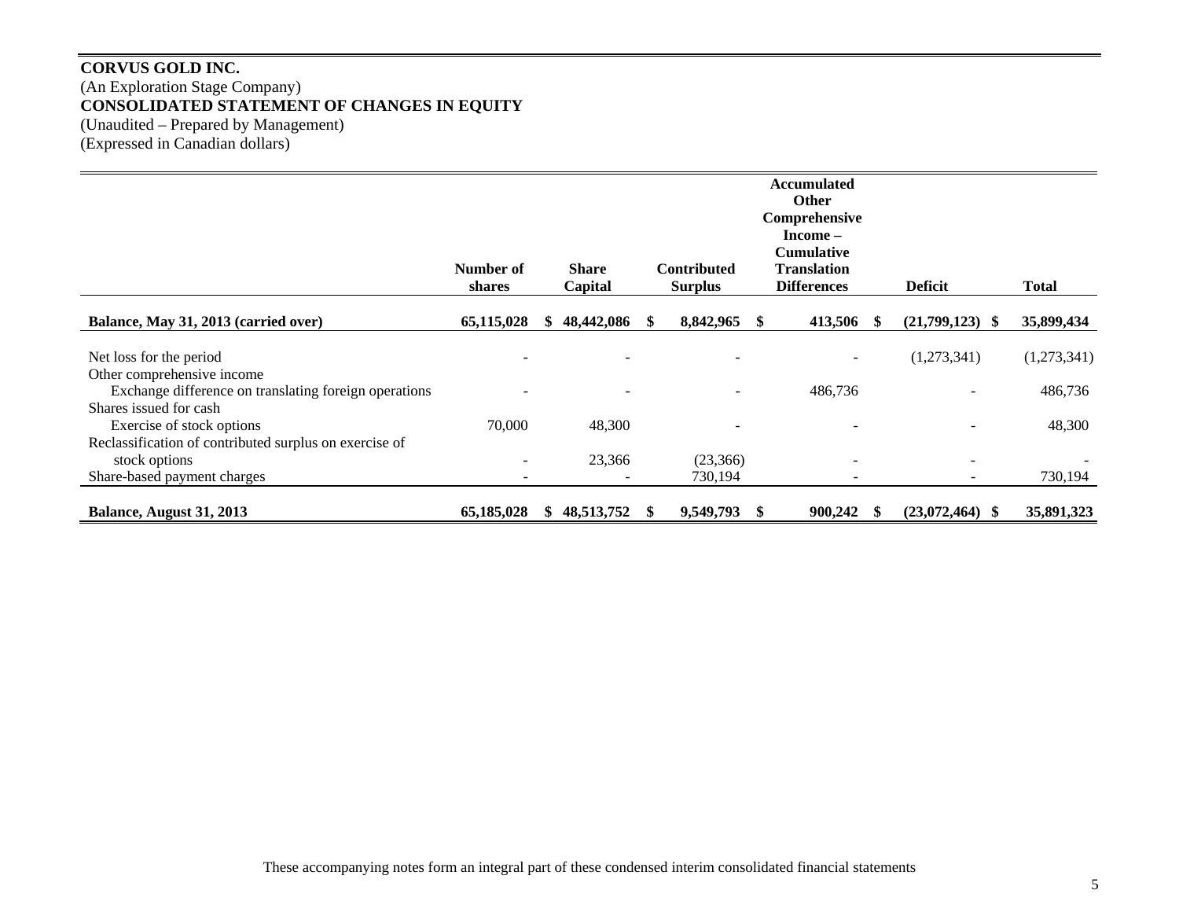**CORVUS GOLD INC.**
(An Exploration Stage Company)
**CONSOLIDATED STATEMENT OF CHANGES IN EQUITY**
(Unaudited – Prepared by Management)
(Expressed in Canadian dollars)

| | Number of shares | Share Capital | Contributed Surplus | Accumulated Other Comprehensive Income – Cumulative Translation Differences | Deficit | Total |
|---|---|---|---|---|---|---|
| **Balance, May 31, 2013 (carried over)** | **65,115,028** | **$ 48,442,086** | **$ 8,842,965** | **$ 413,506** | **$ (21,799,123)** | **$ 35,899,434** |
| Net loss for the period | - | - | - | - | (1,273,341) | (1,273,341) |
| Other comprehensive income | | | | | | |
| Exchange difference on translating foreign operations | - | - | - | 486,736 | - | 486,736 |
| Shares issued for cash | | | | | | |
| Exercise of stock options | 70,000 | 48,300 | - | - | - | 48,300 |
| Reclassification of contributed surplus on exercise of stock options | - | 23,366 | (23,366) | - | - | - |
| Share-based payment charges | - | - | 730,194 | - | - | 730,194 |
| **Balance, August 31, 2013** | **65,185,028** | **$ 48,513,752** | **$ 9,549,793** | **$ 900,242** | **$ (23,072,464)** | **$ 35,891,323** |

These accompanying notes form an integral part of these condensed interim consolidated financial statements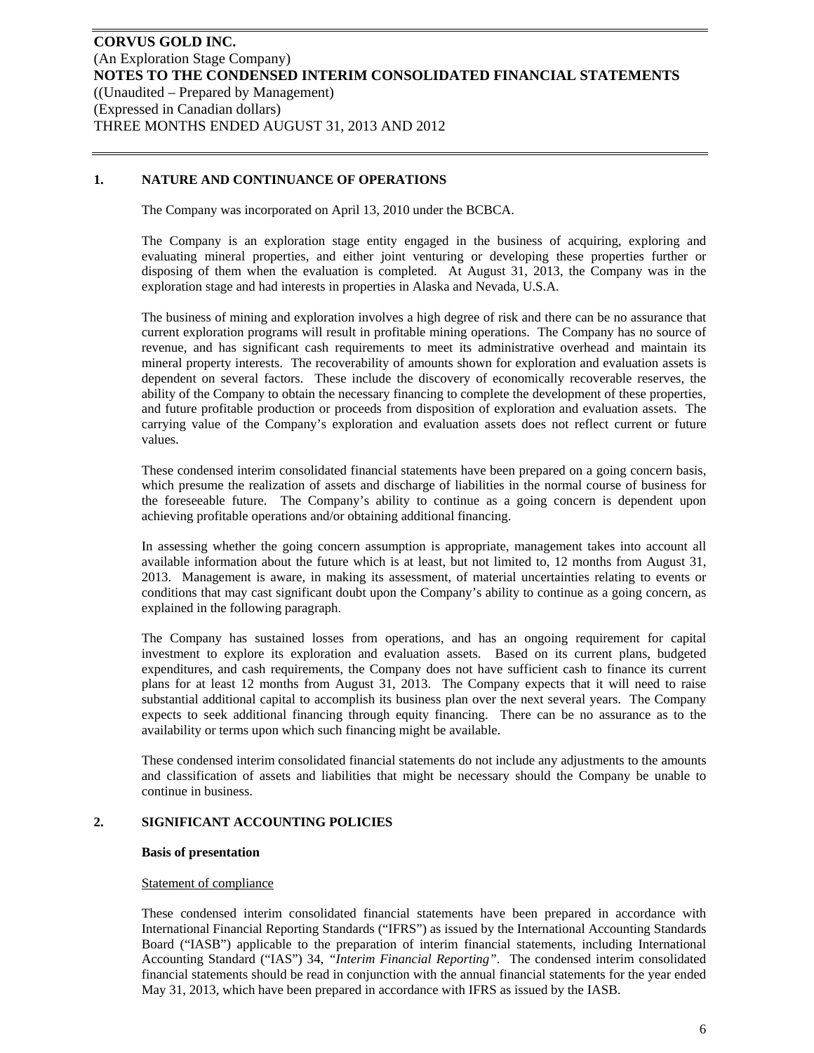**CORVUS GOLD INC.**
(An Exploration Stage Company)
**NOTES TO THE CONDENSED INTERIM CONSOLIDATED FINANCIAL STATEMENTS**
((Unaudited – Prepared by Management)
(Expressed in Canadian dollars)
THREE MONTHS ENDED AUGUST 31, 2013 AND 2012

## 1. NATURE AND CONTINUANCE OF OPERATIONS

The Company was incorporated on April 13, 2010 under the BCBCA.

The Company is an exploration stage entity engaged in the business of acquiring, exploring and evaluating mineral properties, and either joint venturing or developing these properties further or disposing of them when the evaluation is completed. At August 31, 2013, the Company was in the exploration stage and had interests in properties in Alaska and Nevada, U.S.A.

The business of mining and exploration involves a high degree of risk and there can be no assurance that current exploration programs will result in profitable mining operations. The Company has no source of revenue, and has significant cash requirements to meet its administrative overhead and maintain its mineral property interests. The recoverability of amounts shown for exploration and evaluation assets is dependent on several factors. These include the discovery of economically recoverable reserves, the ability of the Company to obtain the necessary financing to complete the development of these properties, and future profitable production or proceeds from disposition of exploration and evaluation assets. The carrying value of the Company's exploration and evaluation assets does not reflect current or future values.

These condensed interim consolidated financial statements have been prepared on a going concern basis, which presume the realization of assets and discharge of liabilities in the normal course of business for the foreseeable future. The Company's ability to continue as a going concern is dependent upon achieving profitable operations and/or obtaining additional financing.

In assessing whether the going concern assumption is appropriate, management takes into account all available information about the future which is at least, but not limited to, 12 months from August 31, 2013. Management is aware, in making its assessment, of material uncertainties relating to events or conditions that may cast significant doubt upon the Company's ability to continue as a going concern, as explained in the following paragraph.

The Company has sustained losses from operations, and has an ongoing requirement for capital investment to explore its exploration and evaluation assets. Based on its current plans, budgeted expenditures, and cash requirements, the Company does not have sufficient cash to finance its current plans for at least 12 months from August 31, 2013. The Company expects that it will need to raise substantial additional capital to accomplish its business plan over the next several years. The Company expects to seek additional financing through equity financing. There can be no assurance as to the availability or terms upon which such financing might be available.

These condensed interim consolidated financial statements do not include any adjustments to the amounts and classification of assets and liabilities that might be necessary should the Company be unable to continue in business.

## 2. SIGNIFICANT ACCOUNTING POLICIES

**Basis of presentation**

Statement of compliance

These condensed interim consolidated financial statements have been prepared in accordance with International Financial Reporting Standards ("IFRS") as issued by the International Accounting Standards Board ("IASB") applicable to the preparation of interim financial statements, including International Accounting Standard ("IAS") 34, *"Interim Financial Reporting"*. The condensed interim consolidated financial statements should be read in conjunction with the annual financial statements for the year ended May 31, 2013, which have been prepared in accordance with IFRS as issued by the IASB.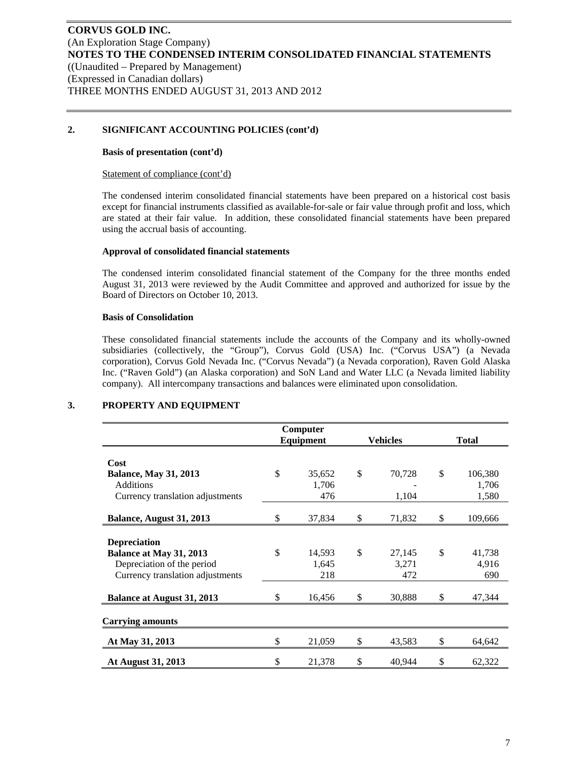## 2. SIGNIFICANT ACCOUNTING POLICIES (cont'd)

### Basis of presentation (cont'd)

Statement of compliance (cont'd)

The condensed interim consolidated financial statements have been prepared on a historical cost basis except for financial instruments classified as available-for-sale or fair value through profit and loss, which are stated at their fair value. In addition, these consolidated financial statements have been prepared using the accrual basis of accounting.

### Approval of consolidated financial statements

The condensed interim consolidated financial statement of the Company for the three months ended August 31, 2013 were reviewed by the Audit Committee and approved and authorized for issue by the Board of Directors on October 10, 2013.

### Basis of Consolidation

These consolidated financial statements include the accounts of the Company and its wholly-owned subsidiaries (collectively, the "Group"), Corvus Gold (USA) Inc. ("Corvus USA") (a Nevada corporation), Corvus Gold Nevada Inc. ("Corvus Nevada") (a Nevada corporation), Raven Gold Alaska Inc. ("Raven Gold") (an Alaska corporation) and SoN Land and Water LLC (a Nevada limited liability company). All intercompany transactions and balances were eliminated upon consolidation.

## 3. PROPERTY AND EQUIPMENT

| | Computer Equipment | Vehicles | Total |
|---|---|---|---|
| **Cost** | | | |
| **Balance, May 31, 2013** | $ 35,652 | $ 70,728 | $ 106,380 |
| Additions | 1,706 | - | 1,706 |
| Currency translation adjustments | 476 | 1,104 | 1,580 |
| **Balance, August 31, 2013** | $ 37,834 | $ 71,832 | $ 109,666 |
| **Depreciation** | | | |
| **Balance at May 31, 2013** | $ 14,593 | $ 27,145 | $ 41,738 |
| Depreciation of the period | 1,645 | 3,271 | 4,916 |
| Currency translation adjustments | 218 | 472 | 690 |
| **Balance at August 31, 2013** | $ 16,456 | $ 30,888 | $ 47,344 |
| **Carrying amounts** | | | |
| **At May 31, 2013** | $ 21,059 | $ 43,583 | $ 64,642 |
| **At August 31, 2013** | $ 21,378 | $ 40,944 | $ 62,322 |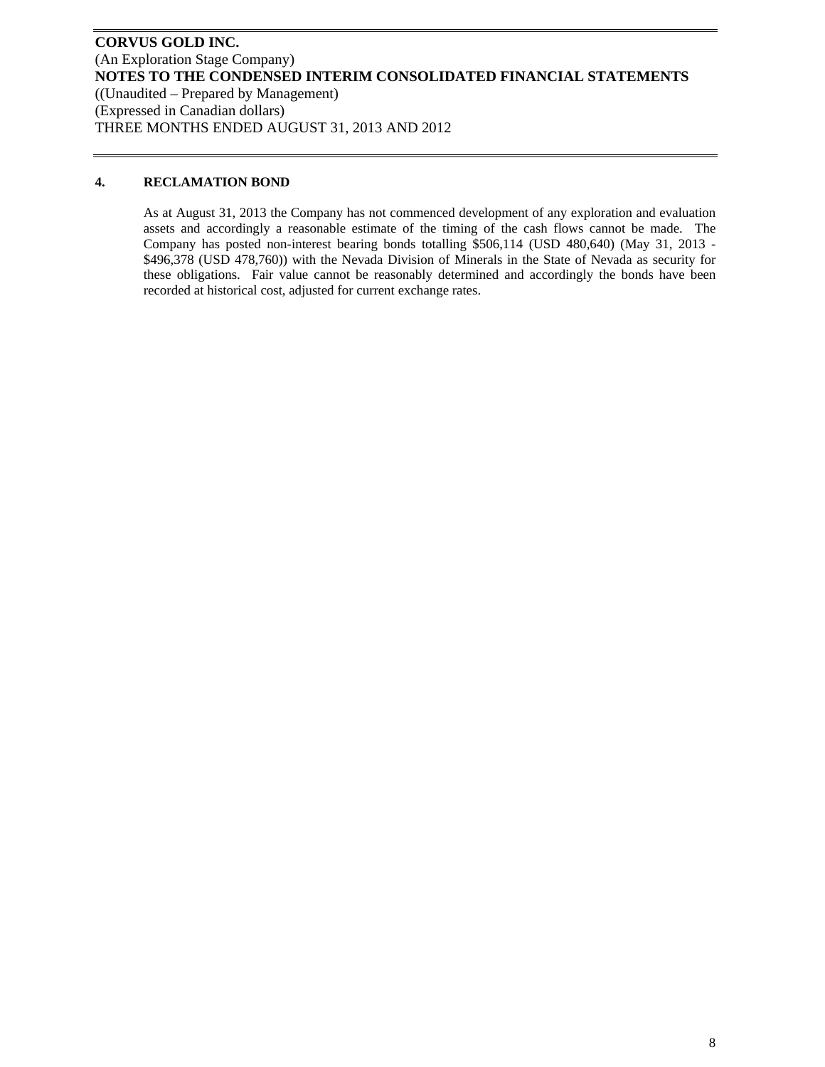## 4. RECLAMATION BOND

As at August 31, 2013 the Company has not commenced development of any exploration and evaluation assets and accordingly a reasonable estimate of the timing of the cash flows cannot be made. The Company has posted non-interest bearing bonds totalling $506,114 (USD 480,640) (May 31, 2013 - $496,378 (USD 478,760)) with the Nevada Division of Minerals in the State of Nevada as security for these obligations. Fair value cannot be reasonably determined and accordingly the bonds have been recorded at historical cost, adjusted for current exchange rates.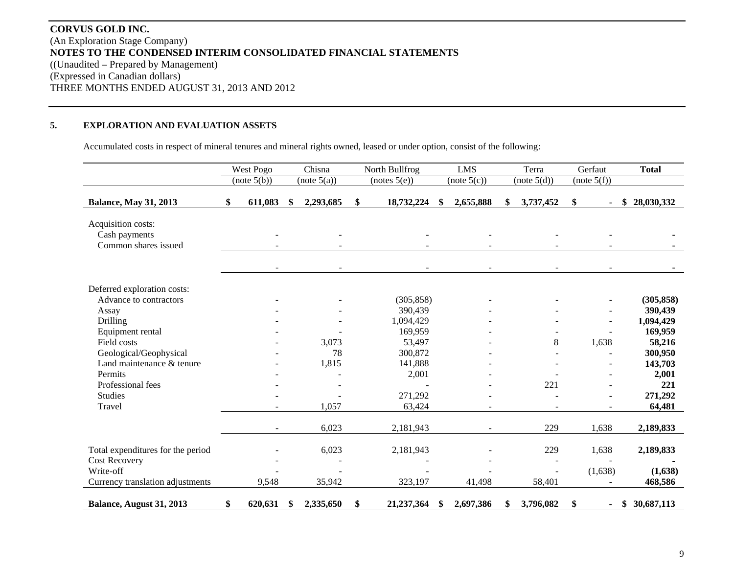**CORVUS GOLD INC.**
(An Exploration Stage Company)
**NOTES TO THE CONDENSED INTERIM CONSOLIDATED FINANCIAL STATEMENTS**
((Unaudited – Prepared by Management)
(Expressed in Canadian dollars)
THREE MONTHS ENDED AUGUST 31, 2013 AND 2012

## 5. EXPLORATION AND EVALUATION ASSETS

Accumulated costs in respect of mineral tenures and mineral rights owned, leased or under option, consist of the following:

| | West Pogo (note 5(b)) | Chisna (note 5(a)) | North Bullfrog (notes 5(e)) | LMS (note 5(c)) | Terra (note 5(d)) | Gerfaut (note 5(f)) | **Total** |
|---|---|---|---|---|---|---|---|
| **Balance, May 31, 2013** | **$ 611,083** | **$ 2,293,685** | **$ 18,732,224** | **$ 2,655,888** | **$ 3,737,452** | **$ -** | **$ 28,030,332** |
| Acquisition costs: | | | | | | | |
| Cash payments | - | - | - | - | - | - | **-** |
| Common shares issued | - | - | - | - | - | - | **-** |
| | - | - | - | - | - | - | **-** |
| Deferred exploration costs: | | | | | | | |
| Advance to contractors | - | - | (305,858) | - | - | - | **(305,858)** |
| Assay | - | - | 390,439 | - | - | - | **390,439** |
| Drilling | - | - | 1,094,429 | - | - | - | **1,094,429** |
| Equipment rental | - | - | 169,959 | - | - | - | **169,959** |
| Field costs | - | 3,073 | 53,497 | - | 8 | 1,638 | **58,216** |
| Geological/Geophysical | - | 78 | 300,872 | - | - | - | **300,950** |
| Land maintenance & tenure | - | 1,815 | 141,888 | - | - | - | **143,703** |
| Permits | - | - | 2,001 | - | - | - | **2,001** |
| Professional fees | - | - | - | - | 221 | - | **221** |
| Studies | - | - | 271,292 | - | - | - | **271,292** |
| Travel | - | 1,057 | 63,424 | - | - | - | **64,481** |
| | - | 6,023 | 2,181,943 | - | 229 | 1,638 | **2,189,833** |
| Total expenditures for the period | - | 6,023 | 2,181,943 | - | 229 | 1,638 | **2,189,833** |
| Cost Recovery | - | - | - | - | - | - | **-** |
| Write-off | - | - | - | - | - | (1,638) | **(1,638)** |
| Currency translation adjustments | 9,548 | 35,942 | 323,197 | 41,498 | 58,401 | - | **468,586** |
| **Balance, August 31, 2013** | **$ 620,631** | **$ 2,335,650** | **$ 21,237,364** | **$ 2,697,386** | **$ 3,796,082** | **$ -** | **$ 30,687,113** |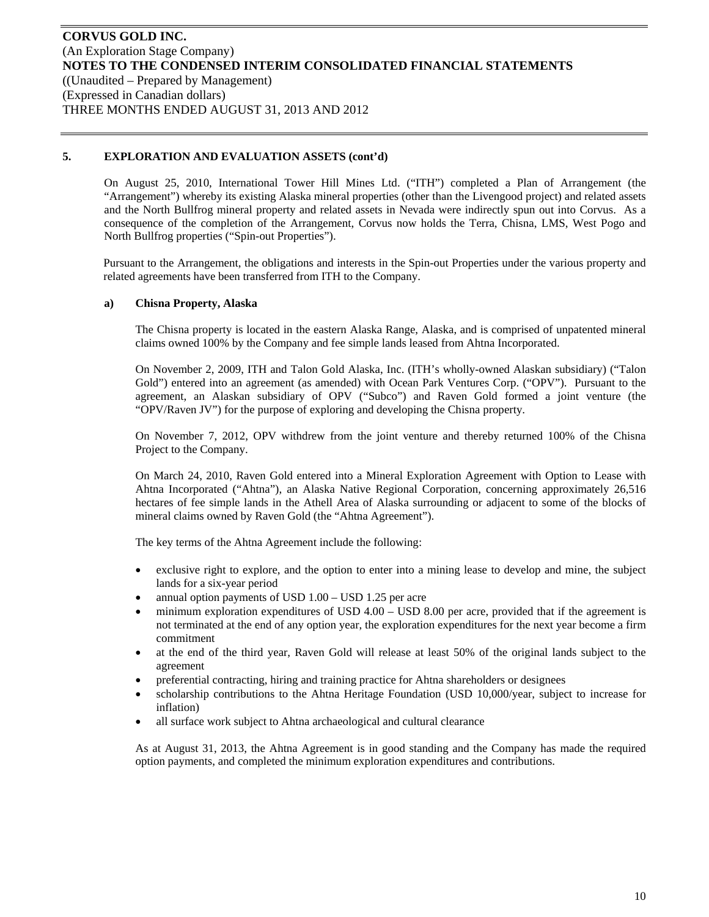## 5. EXPLORATION AND EVALUATION ASSETS (cont'd)

On August 25, 2010, International Tower Hill Mines Ltd. ("ITH") completed a Plan of Arrangement (the "Arrangement") whereby its existing Alaska mineral properties (other than the Livengood project) and related assets and the North Bullfrog mineral property and related assets in Nevada were indirectly spun out into Corvus. As a consequence of the completion of the Arrangement, Corvus now holds the Terra, Chisna, LMS, West Pogo and North Bullfrog properties ("Spin-out Properties").

Pursuant to the Arrangement, the obligations and interests in the Spin-out Properties under the various property and related agreements have been transferred from ITH to the Company.

### a) Chisna Property, Alaska

The Chisna property is located in the eastern Alaska Range, Alaska, and is comprised of unpatented mineral claims owned 100% by the Company and fee simple lands leased from Ahtna Incorporated.

On November 2, 2009, ITH and Talon Gold Alaska, Inc. (ITH's wholly-owned Alaskan subsidiary) ("Talon Gold") entered into an agreement (as amended) with Ocean Park Ventures Corp. ("OPV"). Pursuant to the agreement, an Alaskan subsidiary of OPV ("Subco") and Raven Gold formed a joint venture (the "OPV/Raven JV") for the purpose of exploring and developing the Chisna property.

On November 7, 2012, OPV withdrew from the joint venture and thereby returned 100% of the Chisna Project to the Company.

On March 24, 2010, Raven Gold entered into a Mineral Exploration Agreement with Option to Lease with Ahtna Incorporated ("Ahtna"), an Alaska Native Regional Corporation, concerning approximately 26,516 hectares of fee simple lands in the Athell Area of Alaska surrounding or adjacent to some of the blocks of mineral claims owned by Raven Gold (the "Ahtna Agreement").

The key terms of the Ahtna Agreement include the following:

- exclusive right to explore, and the option to enter into a mining lease to develop and mine, the subject lands for a six-year period
- annual option payments of USD 1.00 – USD 1.25 per acre
- minimum exploration expenditures of USD 4.00 – USD 8.00 per acre, provided that if the agreement is not terminated at the end of any option year, the exploration expenditures for the next year become a firm commitment
- at the end of the third year, Raven Gold will release at least 50% of the original lands subject to the agreement
- preferential contracting, hiring and training practice for Ahtna shareholders or designees
- scholarship contributions to the Ahtna Heritage Foundation (USD 10,000/year, subject to increase for inflation)
- all surface work subject to Ahtna archaeological and cultural clearance

As at August 31, 2013, the Ahtna Agreement is in good standing and the Company has made the required option payments, and completed the minimum exploration expenditures and contributions.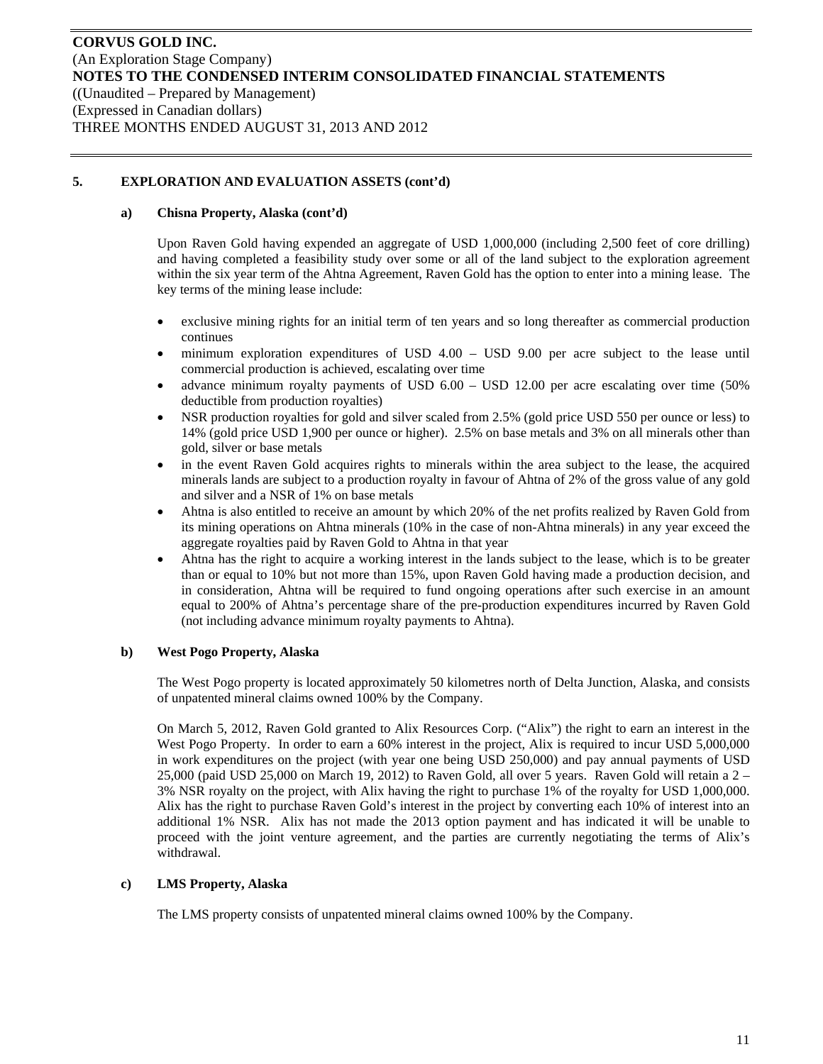## 5. EXPLORATION AND EVALUATION ASSETS (cont'd)

### a) Chisna Property, Alaska (cont'd)

Upon Raven Gold having expended an aggregate of USD 1,000,000 (including 2,500 feet of core drilling) and having completed a feasibility study over some or all of the land subject to the exploration agreement within the six year term of the Ahtna Agreement, Raven Gold has the option to enter into a mining lease. The key terms of the mining lease include:

- exclusive mining rights for an initial term of ten years and so long thereafter as commercial production continues
- minimum exploration expenditures of USD 4.00 – USD 9.00 per acre subject to the lease until commercial production is achieved, escalating over time
- advance minimum royalty payments of USD 6.00 – USD 12.00 per acre escalating over time (50% deductible from production royalties)
- NSR production royalties for gold and silver scaled from 2.5% (gold price USD 550 per ounce or less) to 14% (gold price USD 1,900 per ounce or higher). 2.5% on base metals and 3% on all minerals other than gold, silver or base metals
- in the event Raven Gold acquires rights to minerals within the area subject to the lease, the acquired minerals lands are subject to a production royalty in favour of Ahtna of 2% of the gross value of any gold and silver and a NSR of 1% on base metals
- Ahtna is also entitled to receive an amount by which 20% of the net profits realized by Raven Gold from its mining operations on Ahtna minerals (10% in the case of non-Ahtna minerals) in any year exceed the aggregate royalties paid by Raven Gold to Ahtna in that year
- Ahtna has the right to acquire a working interest in the lands subject to the lease, which is to be greater than or equal to 10% but not more than 15%, upon Raven Gold having made a production decision, and in consideration, Ahtna will be required to fund ongoing operations after such exercise in an amount equal to 200% of Ahtna's percentage share of the pre-production expenditures incurred by Raven Gold (not including advance minimum royalty payments to Ahtna).

### b) West Pogo Property, Alaska

The West Pogo property is located approximately 50 kilometres north of Delta Junction, Alaska, and consists of unpatented mineral claims owned 100% by the Company.

On March 5, 2012, Raven Gold granted to Alix Resources Corp. ("Alix") the right to earn an interest in the West Pogo Property. In order to earn a 60% interest in the project, Alix is required to incur USD 5,000,000 in work expenditures on the project (with year one being USD 250,000) and pay annual payments of USD 25,000 (paid USD 25,000 on March 19, 2012) to Raven Gold, all over 5 years. Raven Gold will retain a 2 – 3% NSR royalty on the project, with Alix having the right to purchase 1% of the royalty for USD 1,000,000. Alix has the right to purchase Raven Gold's interest in the project by converting each 10% of interest into an additional 1% NSR. Alix has not made the 2013 option payment and has indicated it will be unable to proceed with the joint venture agreement, and the parties are currently negotiating the terms of Alix's withdrawal.

### c) LMS Property, Alaska

The LMS property consists of unpatented mineral claims owned 100% by the Company.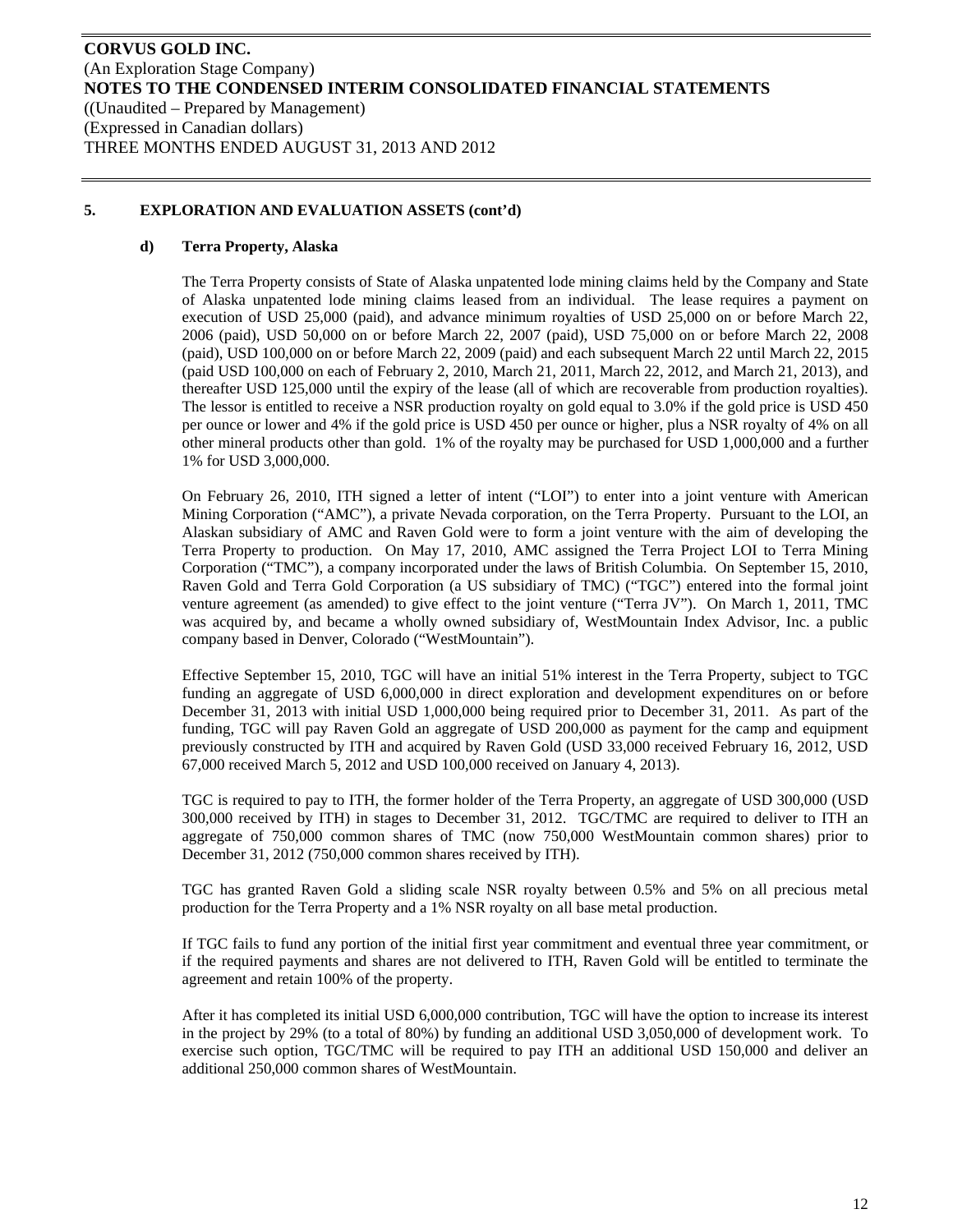### 5. EXPLORATION AND EVALUATION ASSETS (cont'd)

#### d) Terra Property, Alaska

The Terra Property consists of State of Alaska unpatented lode mining claims held by the Company and State of Alaska unpatented lode mining claims leased from an individual. The lease requires a payment on execution of USD 25,000 (paid), and advance minimum royalties of USD 25,000 on or before March 22, 2006 (paid), USD 50,000 on or before March 22, 2007 (paid), USD 75,000 on or before March 22, 2008 (paid), USD 100,000 on or before March 22, 2009 (paid) and each subsequent March 22 until March 22, 2015 (paid USD 100,000 on each of February 2, 2010, March 21, 2011, March 22, 2012, and March 21, 2013), and thereafter USD 125,000 until the expiry of the lease (all of which are recoverable from production royalties). The lessor is entitled to receive a NSR production royalty on gold equal to 3.0% if the gold price is USD 450 per ounce or lower and 4% if the gold price is USD 450 per ounce or higher, plus a NSR royalty of 4% on all other mineral products other than gold. 1% of the royalty may be purchased for USD 1,000,000 and a further 1% for USD 3,000,000.

On February 26, 2010, ITH signed a letter of intent ("LOI") to enter into a joint venture with American Mining Corporation ("AMC"), a private Nevada corporation, on the Terra Property. Pursuant to the LOI, an Alaskan subsidiary of AMC and Raven Gold were to form a joint venture with the aim of developing the Terra Property to production. On May 17, 2010, AMC assigned the Terra Project LOI to Terra Mining Corporation ("TMC"), a company incorporated under the laws of British Columbia. On September 15, 2010, Raven Gold and Terra Gold Corporation (a US subsidiary of TMC) ("TGC") entered into the formal joint venture agreement (as amended) to give effect to the joint venture ("Terra JV"). On March 1, 2011, TMC was acquired by, and became a wholly owned subsidiary of, WestMountain Index Advisor, Inc. a public company based in Denver, Colorado ("WestMountain").

Effective September 15, 2010, TGC will have an initial 51% interest in the Terra Property, subject to TGC funding an aggregate of USD 6,000,000 in direct exploration and development expenditures on or before December 31, 2013 with initial USD 1,000,000 being required prior to December 31, 2011. As part of the funding, TGC will pay Raven Gold an aggregate of USD 200,000 as payment for the camp and equipment previously constructed by ITH and acquired by Raven Gold (USD 33,000 received February 16, 2012, USD 67,000 received March 5, 2012 and USD 100,000 received on January 4, 2013).

TGC is required to pay to ITH, the former holder of the Terra Property, an aggregate of USD 300,000 (USD 300,000 received by ITH) in stages to December 31, 2012. TGC/TMC are required to deliver to ITH an aggregate of 750,000 common shares of TMC (now 750,000 WestMountain common shares) prior to December 31, 2012 (750,000 common shares received by ITH).

TGC has granted Raven Gold a sliding scale NSR royalty between 0.5% and 5% on all precious metal production for the Terra Property and a 1% NSR royalty on all base metal production.

If TGC fails to fund any portion of the initial first year commitment and eventual three year commitment, or if the required payments and shares are not delivered to ITH, Raven Gold will be entitled to terminate the agreement and retain 100% of the property.

After it has completed its initial USD 6,000,000 contribution, TGC will have the option to increase its interest in the project by 29% (to a total of 80%) by funding an additional USD 3,050,000 of development work. To exercise such option, TGC/TMC will be required to pay ITH an additional USD 150,000 and deliver an additional 250,000 common shares of WestMountain.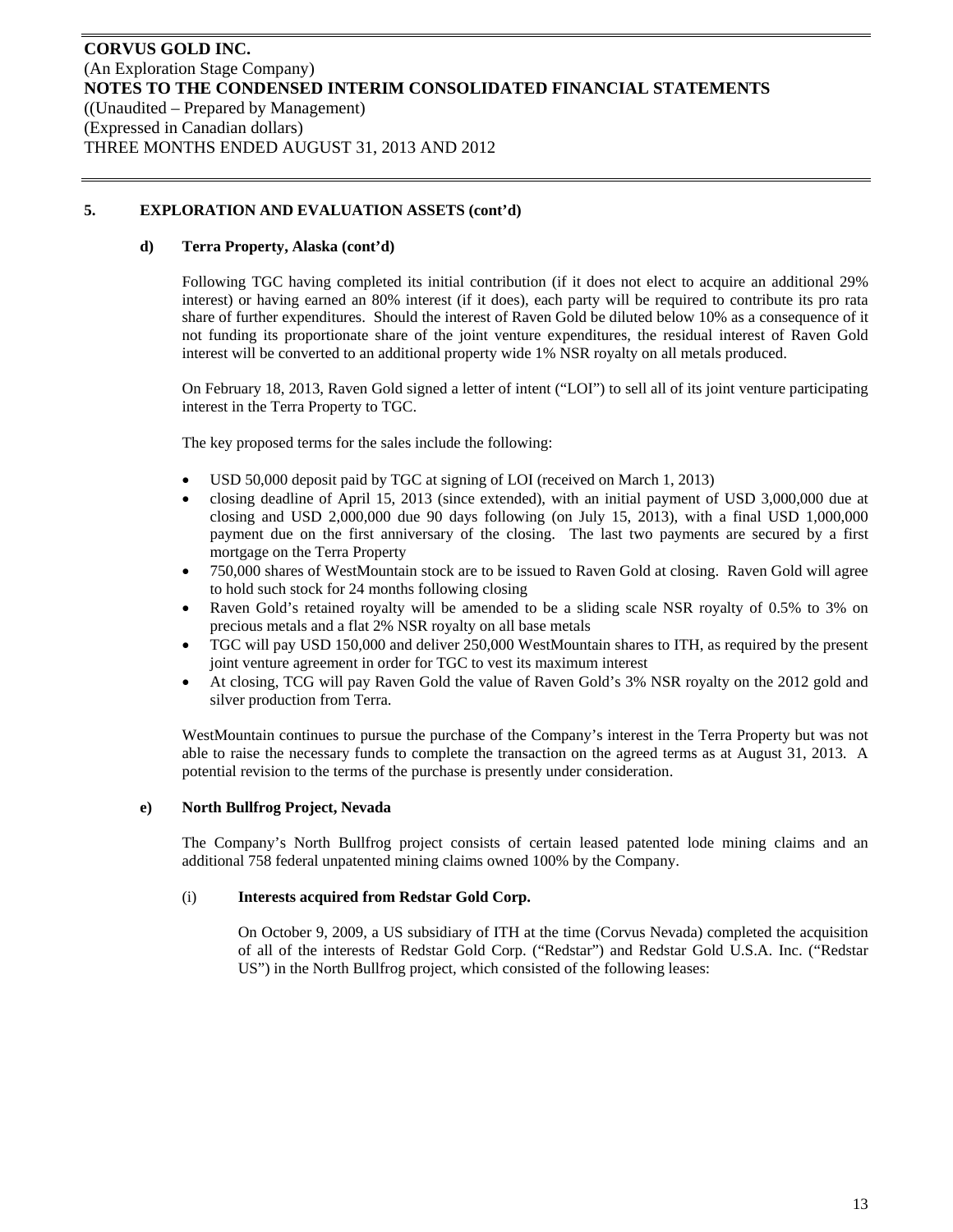## 5. EXPLORATION AND EVALUATION ASSETS (cont'd)

### d) Terra Property, Alaska (cont'd)

Following TGC having completed its initial contribution (if it does not elect to acquire an additional 29% interest) or having earned an 80% interest (if it does), each party will be required to contribute its pro rata share of further expenditures. Should the interest of Raven Gold be diluted below 10% as a consequence of it not funding its proportionate share of the joint venture expenditures, the residual interest of Raven Gold interest will be converted to an additional property wide 1% NSR royalty on all metals produced.

On February 18, 2013, Raven Gold signed a letter of intent ("LOI") to sell all of its joint venture participating interest in the Terra Property to TGC.

The key proposed terms for the sales include the following:

- USD 50,000 deposit paid by TGC at signing of LOI (received on March 1, 2013)
- closing deadline of April 15, 2013 (since extended), with an initial payment of USD 3,000,000 due at closing and USD 2,000,000 due 90 days following (on July 15, 2013), with a final USD 1,000,000 payment due on the first anniversary of the closing. The last two payments are secured by a first mortgage on the Terra Property
- 750,000 shares of WestMountain stock are to be issued to Raven Gold at closing. Raven Gold will agree to hold such stock for 24 months following closing
- Raven Gold's retained royalty will be amended to be a sliding scale NSR royalty of 0.5% to 3% on precious metals and a flat 2% NSR royalty on all base metals
- TGC will pay USD 150,000 and deliver 250,000 WestMountain shares to ITH, as required by the present joint venture agreement in order for TGC to vest its maximum interest
- At closing, TCG will pay Raven Gold the value of Raven Gold's 3% NSR royalty on the 2012 gold and silver production from Terra.

WestMountain continues to pursue the purchase of the Company's interest in the Terra Property but was not able to raise the necessary funds to complete the transaction on the agreed terms as at August 31, 2013. A potential revision to the terms of the purchase is presently under consideration.

### e) North Bullfrog Project, Nevada

The Company's North Bullfrog project consists of certain leased patented lode mining claims and an additional 758 federal unpatented mining claims owned 100% by the Company.

#### (i) Interests acquired from Redstar Gold Corp.

On October 9, 2009, a US subsidiary of ITH at the time (Corvus Nevada) completed the acquisition of all of the interests of Redstar Gold Corp. ("Redstar") and Redstar Gold U.S.A. Inc. ("Redstar US") in the North Bullfrog project, which consisted of the following leases: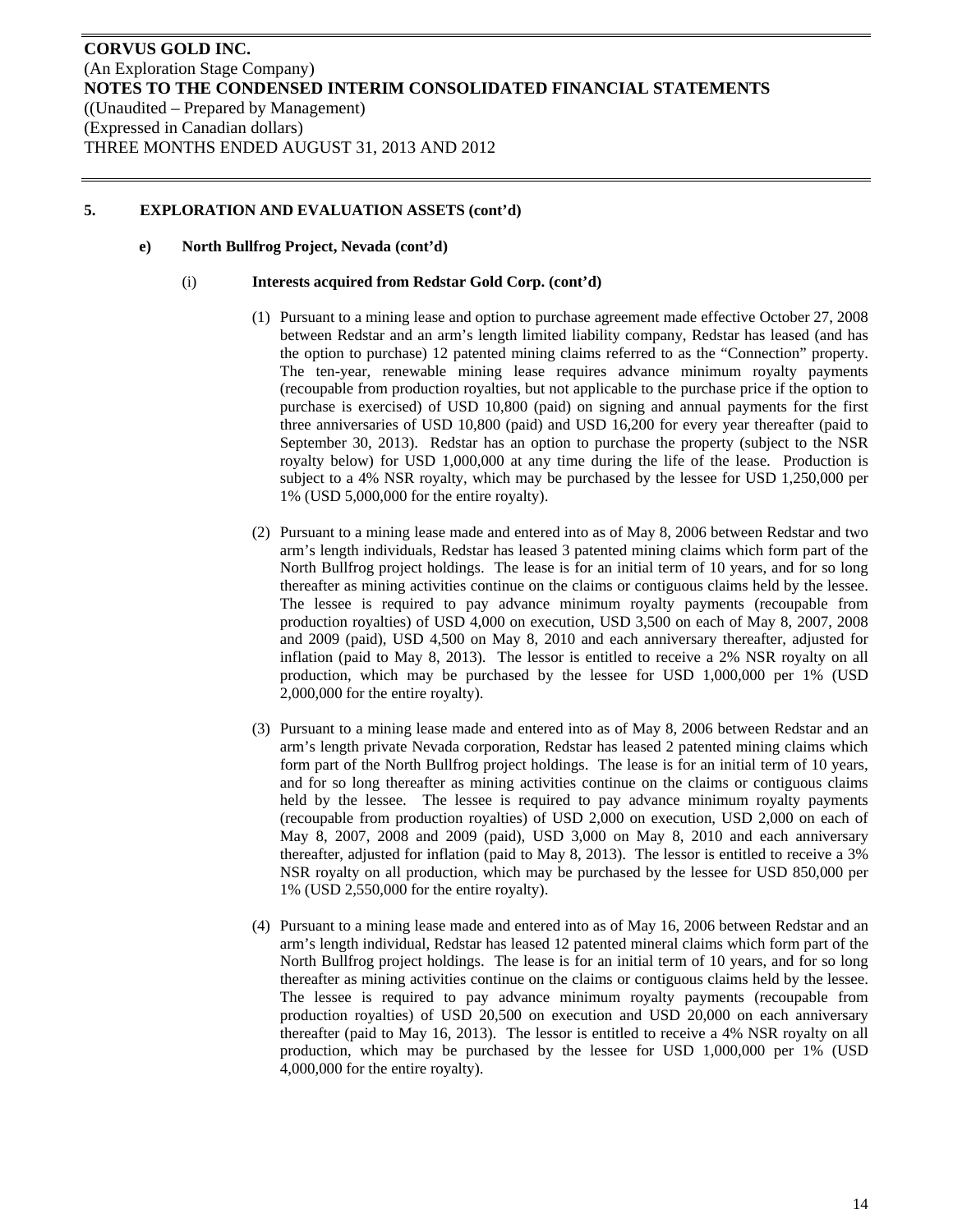### 5. EXPLORATION AND EVALUATION ASSETS (cont'd)

#### e) North Bullfrog Project, Nevada (cont'd)

##### (i) Interests acquired from Redstar Gold Corp. (cont'd)

(1) Pursuant to a mining lease and option to purchase agreement made effective October 27, 2008 between Redstar and an arm's length limited liability company, Redstar has leased (and has the option to purchase) 12 patented mining claims referred to as the "Connection" property. The ten-year, renewable mining lease requires advance minimum royalty payments (recoupable from production royalties, but not applicable to the purchase price if the option to purchase is exercised) of USD 10,800 (paid) on signing and annual payments for the first three anniversaries of USD 10,800 (paid) and USD 16,200 for every year thereafter (paid to September 30, 2013). Redstar has an option to purchase the property (subject to the NSR royalty below) for USD 1,000,000 at any time during the life of the lease. Production is subject to a 4% NSR royalty, which may be purchased by the lessee for USD 1,250,000 per 1% (USD 5,000,000 for the entire royalty).

(2) Pursuant to a mining lease made and entered into as of May 8, 2006 between Redstar and two arm's length individuals, Redstar has leased 3 patented mining claims which form part of the North Bullfrog project holdings. The lease is for an initial term of 10 years, and for so long thereafter as mining activities continue on the claims or contiguous claims held by the lessee. The lessee is required to pay advance minimum royalty payments (recoupable from production royalties) of USD 4,000 on execution, USD 3,500 on each of May 8, 2007, 2008 and 2009 (paid), USD 4,500 on May 8, 2010 and each anniversary thereafter, adjusted for inflation (paid to May 8, 2013). The lessor is entitled to receive a 2% NSR royalty on all production, which may be purchased by the lessee for USD 1,000,000 per 1% (USD 2,000,000 for the entire royalty).

(3) Pursuant to a mining lease made and entered into as of May 8, 2006 between Redstar and an arm's length private Nevada corporation, Redstar has leased 2 patented mining claims which form part of the North Bullfrog project holdings. The lease is for an initial term of 10 years, and for so long thereafter as mining activities continue on the claims or contiguous claims held by the lessee. The lessee is required to pay advance minimum royalty payments (recoupable from production royalties) of USD 2,000 on execution, USD 2,000 on each of May 8, 2007, 2008 and 2009 (paid), USD 3,000 on May 8, 2010 and each anniversary thereafter, adjusted for inflation (paid to May 8, 2013). The lessor is entitled to receive a 3% NSR royalty on all production, which may be purchased by the lessee for USD 850,000 per 1% (USD 2,550,000 for the entire royalty).

(4) Pursuant to a mining lease made and entered into as of May 16, 2006 between Redstar and an arm's length individual, Redstar has leased 12 patented mineral claims which form part of the North Bullfrog project holdings. The lease is for an initial term of 10 years, and for so long thereafter as mining activities continue on the claims or contiguous claims held by the lessee. The lessee is required to pay advance minimum royalty payments (recoupable from production royalties) of USD 20,500 on execution and USD 20,000 on each anniversary thereafter (paid to May 16, 2013). The lessor is entitled to receive a 4% NSR royalty on all production, which may be purchased by the lessee for USD 1,000,000 per 1% (USD 4,000,000 for the entire royalty).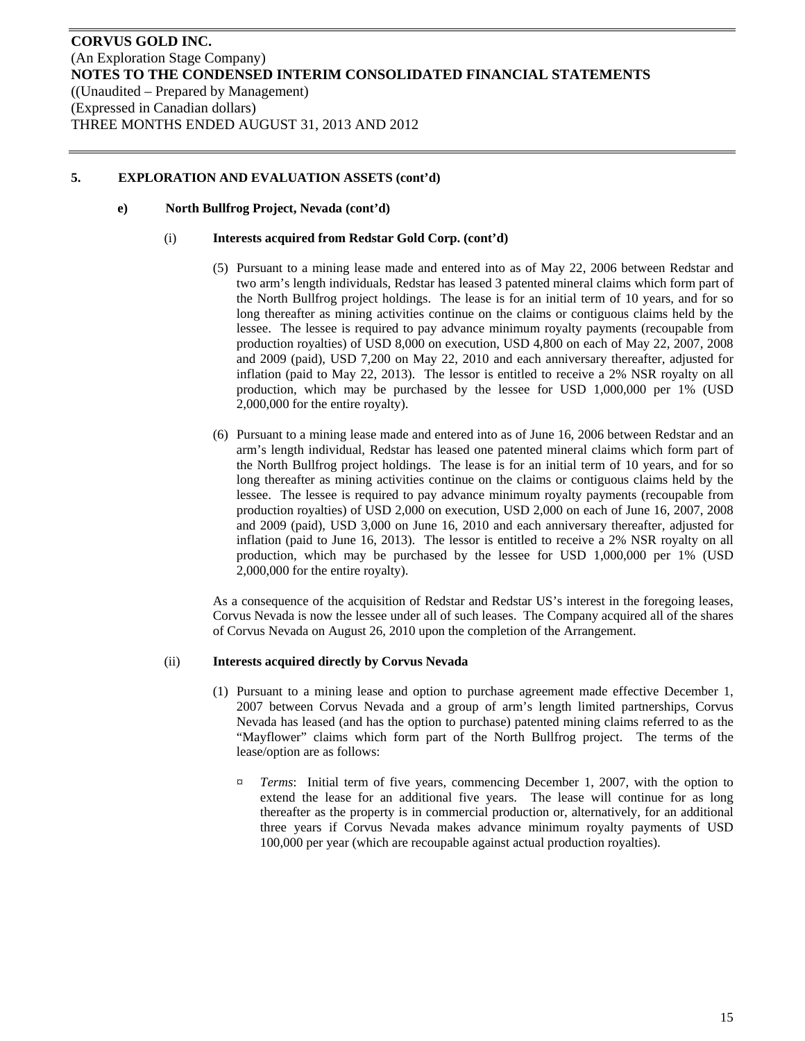### 5. EXPLORATION AND EVALUATION ASSETS (cont'd)

#### e) North Bullfrog Project, Nevada (cont'd)

##### (i) Interests acquired from Redstar Gold Corp. (cont'd)

(5) Pursuant to a mining lease made and entered into as of May 22, 2006 between Redstar and two arm's length individuals, Redstar has leased 3 patented mineral claims which form part of the North Bullfrog project holdings. The lease is for an initial term of 10 years, and for so long thereafter as mining activities continue on the claims or contiguous claims held by the lessee. The lessee is required to pay advance minimum royalty payments (recoupable from production royalties) of USD 8,000 on execution, USD 4,800 on each of May 22, 2007, 2008 and 2009 (paid), USD 7,200 on May 22, 2010 and each anniversary thereafter, adjusted for inflation (paid to May 22, 2013). The lessor is entitled to receive a 2% NSR royalty on all production, which may be purchased by the lessee for USD 1,000,000 per 1% (USD 2,000,000 for the entire royalty).

(6) Pursuant to a mining lease made and entered into as of June 16, 2006 between Redstar and an arm's length individual, Redstar has leased one patented mineral claims which form part of the North Bullfrog project holdings. The lease is for an initial term of 10 years, and for so long thereafter as mining activities continue on the claims or contiguous claims held by the lessee. The lessee is required to pay advance minimum royalty payments (recoupable from production royalties) of USD 2,000 on execution, USD 2,000 on each of June 16, 2007, 2008 and 2009 (paid), USD 3,000 on June 16, 2010 and each anniversary thereafter, adjusted for inflation (paid to June 16, 2013). The lessor is entitled to receive a 2% NSR royalty on all production, which may be purchased by the lessee for USD 1,000,000 per 1% (USD 2,000,000 for the entire royalty).

As a consequence of the acquisition of Redstar and Redstar US's interest in the foregoing leases, Corvus Nevada is now the lessee under all of such leases. The Company acquired all of the shares of Corvus Nevada on August 26, 2010 upon the completion of the Arrangement.

##### (ii) Interests acquired directly by Corvus Nevada

(1) Pursuant to a mining lease and option to purchase agreement made effective December 1, 2007 between Corvus Nevada and a group of arm's length limited partnerships, Corvus Nevada has leased (and has the option to purchase) patented mining claims referred to as the "Mayflower" claims which form part of the North Bullfrog project. The terms of the lease/option are as follows:

- *Terms*: Initial term of five years, commencing December 1, 2007, with the option to extend the lease for an additional five years. The lease will continue for as long thereafter as the property is in commercial production or, alternatively, for an additional three years if Corvus Nevada makes advance minimum royalty payments of USD 100,000 per year (which are recoupable against actual production royalties).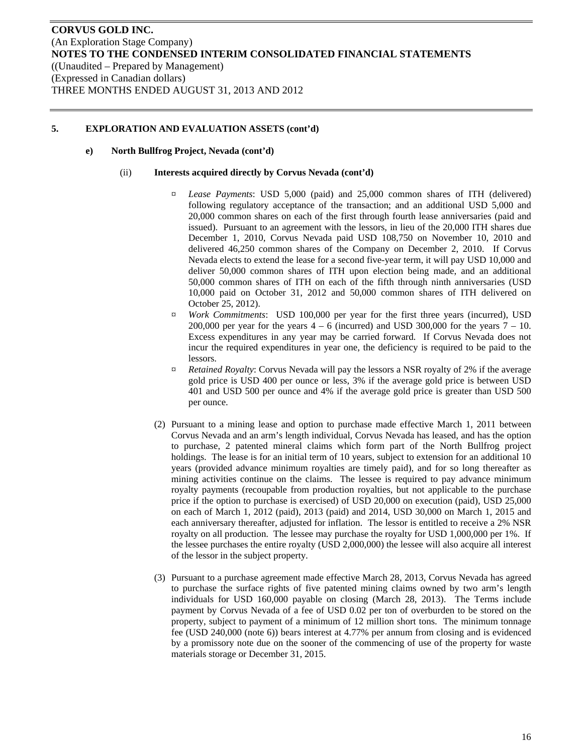## 5. EXPLORATION AND EVALUATION ASSETS (cont'd)

### e) North Bullfrog Project, Nevada (cont'd)

#### (ii) Interests acquired directly by Corvus Nevada (cont'd)

- *Lease Payments*: USD 5,000 (paid) and 25,000 common shares of ITH (delivered) following regulatory acceptance of the transaction; and an additional USD 5,000 and 20,000 common shares on each of the first through fourth lease anniversaries (paid and issued). Pursuant to an agreement with the lessors, in lieu of the 20,000 ITH shares due December 1, 2010, Corvus Nevada paid USD 108,750 on November 10, 2010 and delivered 46,250 common shares of the Company on December 2, 2010. If Corvus Nevada elects to extend the lease for a second five-year term, it will pay USD 10,000 and deliver 50,000 common shares of ITH upon election being made, and an additional 50,000 common shares of ITH on each of the fifth through ninth anniversaries (USD 10,000 paid on October 31, 2012 and 50,000 common shares of ITH delivered on October 25, 2012).
- *Work Commitments*: USD 100,000 per year for the first three years (incurred), USD 200,000 per year for the years 4 – 6 (incurred) and USD 300,000 for the years 7 – 10. Excess expenditures in any year may be carried forward. If Corvus Nevada does not incur the required expenditures in year one, the deficiency is required to be paid to the lessors.
- *Retained Royalty*: Corvus Nevada will pay the lessors a NSR royalty of 2% if the average gold price is USD 400 per ounce or less, 3% if the average gold price is between USD 401 and USD 500 per ounce and 4% if the average gold price is greater than USD 500 per ounce.

(2) Pursuant to a mining lease and option to purchase made effective March 1, 2011 between Corvus Nevada and an arm's length individual, Corvus Nevada has leased, and has the option to purchase, 2 patented mineral claims which form part of the North Bullfrog project holdings. The lease is for an initial term of 10 years, subject to extension for an additional 10 years (provided advance minimum royalties are timely paid), and for so long thereafter as mining activities continue on the claims. The lessee is required to pay advance minimum royalty payments (recoupable from production royalties, but not applicable to the purchase price if the option to purchase is exercised) of USD 20,000 on execution (paid), USD 25,000 on each of March 1, 2012 (paid), 2013 (paid) and 2014, USD 30,000 on March 1, 2015 and each anniversary thereafter, adjusted for inflation. The lessor is entitled to receive a 2% NSR royalty on all production. The lessee may purchase the royalty for USD 1,000,000 per 1%. If the lessee purchases the entire royalty (USD 2,000,000) the lessee will also acquire all interest of the lessor in the subject property.

(3) Pursuant to a purchase agreement made effective March 28, 2013, Corvus Nevada has agreed to purchase the surface rights of five patented mining claims owned by two arm's length individuals for USD 160,000 payable on closing (March 28, 2013). The Terms include payment by Corvus Nevada of a fee of USD 0.02 per ton of overburden to be stored on the property, subject to payment of a minimum of 12 million short tons. The minimum tonnage fee (USD 240,000 (note 6)) bears interest at 4.77% per annum from closing and is evidenced by a promissory note due on the sooner of the commencing of use of the property for waste materials storage or December 31, 2015.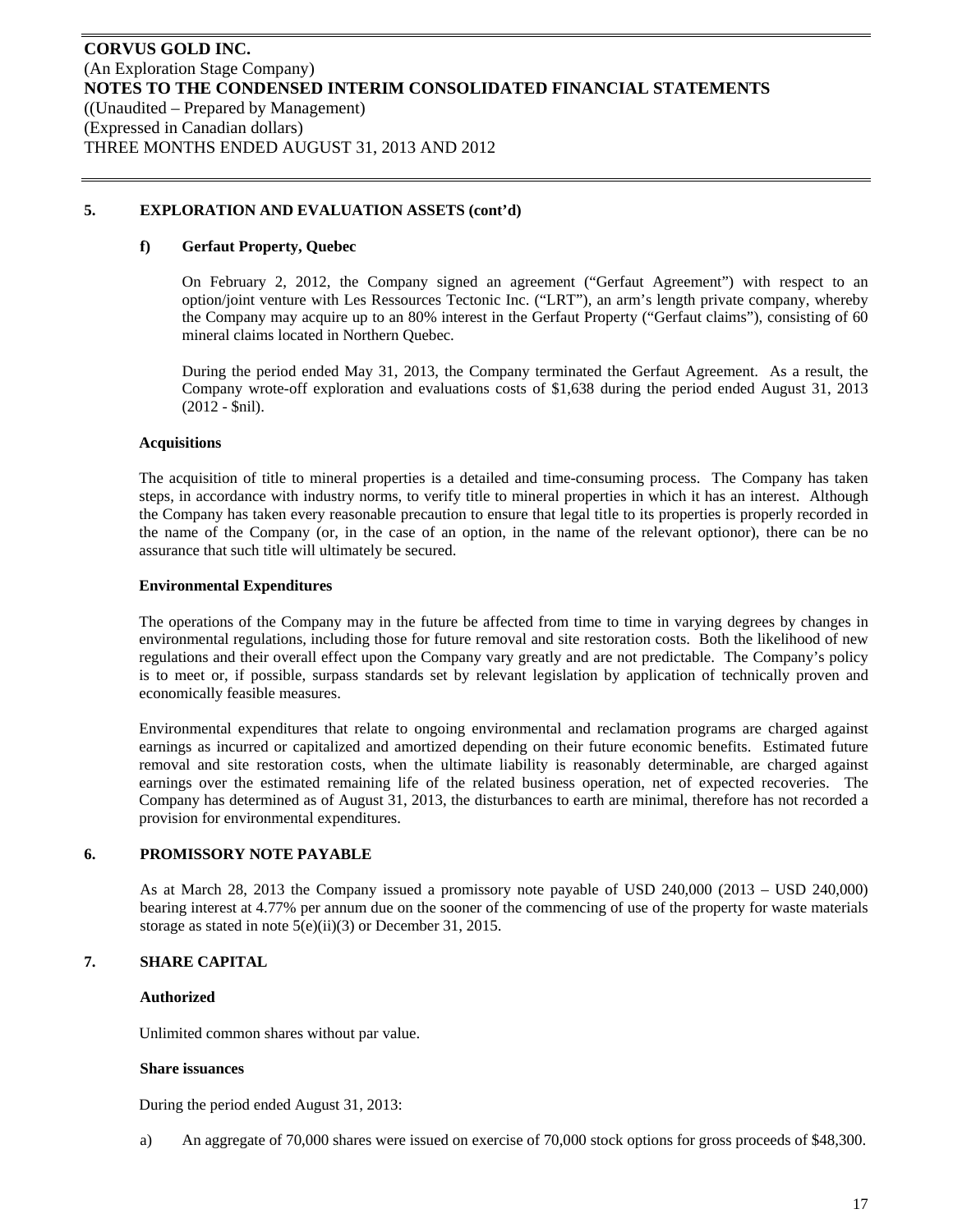## 5. EXPLORATION AND EVALUATION ASSETS (cont'd)

### f) Gerfaut Property, Quebec

On February 2, 2012, the Company signed an agreement ("Gerfaut Agreement") with respect to an option/joint venture with Les Ressources Tectonic Inc. ("LRT"), an arm's length private company, whereby the Company may acquire up to an 80% interest in the Gerfaut Property ("Gerfaut claims"), consisting of 60 mineral claims located in Northern Quebec.

During the period ended May 31, 2013, the Company terminated the Gerfaut Agreement. As a result, the Company wrote-off exploration and evaluations costs of $1,638 during the period ended August 31, 2013 (2012 - $nil).

### Acquisitions

The acquisition of title to mineral properties is a detailed and time-consuming process. The Company has taken steps, in accordance with industry norms, to verify title to mineral properties in which it has an interest. Although the Company has taken every reasonable precaution to ensure that legal title to its properties is properly recorded in the name of the Company (or, in the case of an option, in the name of the relevant optionor), there can be no assurance that such title will ultimately be secured.

### Environmental Expenditures

The operations of the Company may in the future be affected from time to time in varying degrees by changes in environmental regulations, including those for future removal and site restoration costs. Both the likelihood of new regulations and their overall effect upon the Company vary greatly and are not predictable. The Company's policy is to meet or, if possible, surpass standards set by relevant legislation by application of technically proven and economically feasible measures.

Environmental expenditures that relate to ongoing environmental and reclamation programs are charged against earnings as incurred or capitalized and amortized depending on their future economic benefits. Estimated future removal and site restoration costs, when the ultimate liability is reasonably determinable, are charged against earnings over the estimated remaining life of the related business operation, net of expected recoveries. The Company has determined as of August 31, 2013, the disturbances to earth are minimal, therefore has not recorded a provision for environmental expenditures.

## 6. PROMISSORY NOTE PAYABLE

As at March 28, 2013 the Company issued a promissory note payable of USD 240,000 (2013 – USD 240,000) bearing interest at 4.77% per annum due on the sooner of the commencing of use of the property for waste materials storage as stated in note 5(e)(ii)(3) or December 31, 2015.

## 7. SHARE CAPITAL

### Authorized

Unlimited common shares without par value.

### Share issuances

During the period ended August 31, 2013:

a) An aggregate of 70,000 shares were issued on exercise of 70,000 stock options for gross proceeds of $48,300.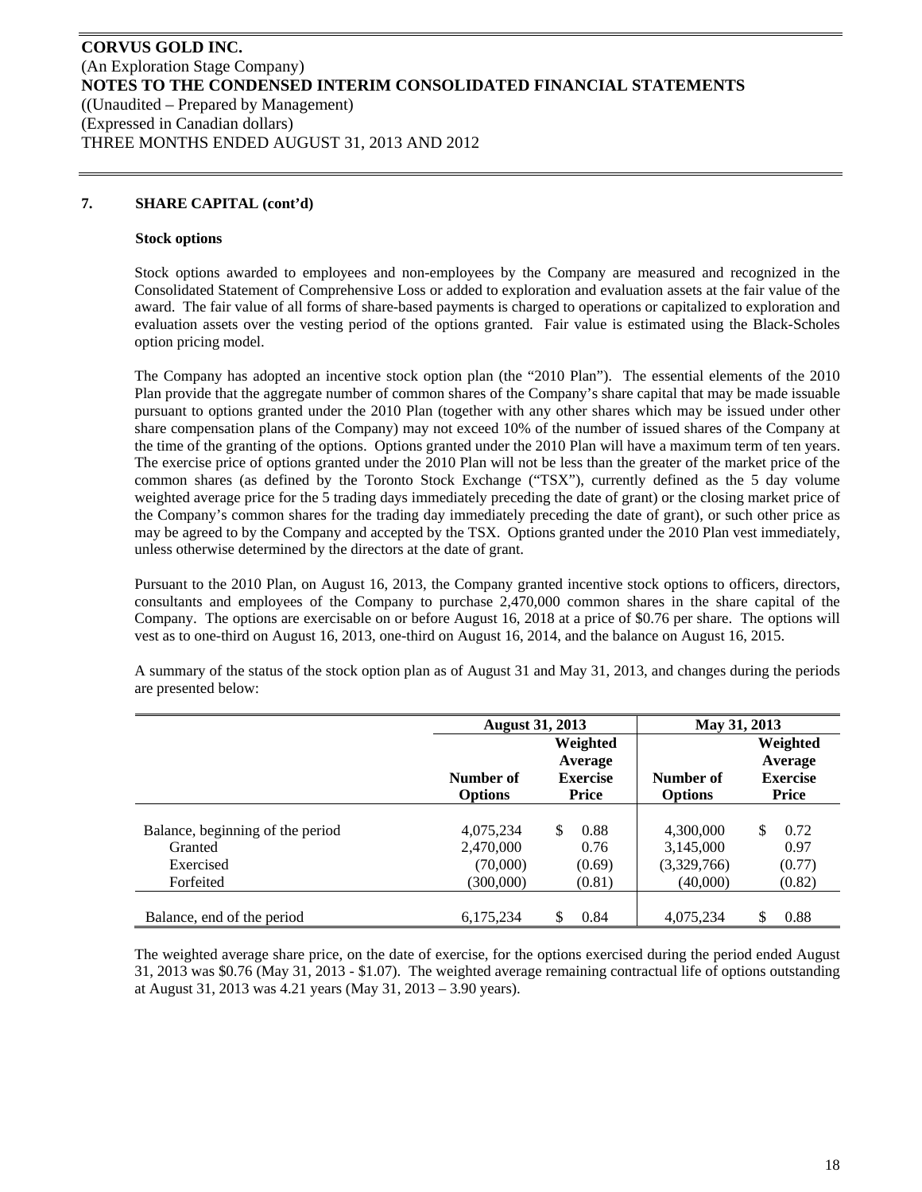### 7. SHARE CAPITAL (cont'd)

**Stock options**

Stock options awarded to employees and non-employees by the Company are measured and recognized in the Consolidated Statement of Comprehensive Loss or added to exploration and evaluation assets at the fair value of the award. The fair value of all forms of share-based payments is charged to operations or capitalized to exploration and evaluation assets over the vesting period of the options granted. Fair value is estimated using the Black-Scholes option pricing model.

The Company has adopted an incentive stock option plan (the "2010 Plan"). The essential elements of the 2010 Plan provide that the aggregate number of common shares of the Company's share capital that may be made issuable pursuant to options granted under the 2010 Plan (together with any other shares which may be issued under other share compensation plans of the Company) may not exceed 10% of the number of issued shares of the Company at the time of the granting of the options. Options granted under the 2010 Plan will have a maximum term of ten years. The exercise price of options granted under the 2010 Plan will not be less than the greater of the market price of the common shares (as defined by the Toronto Stock Exchange ("TSX"), currently defined as the 5 day volume weighted average price for the 5 trading days immediately preceding the date of grant) or the closing market price of the Company's common shares for the trading day immediately preceding the date of grant), or such other price as may be agreed to by the Company and accepted by the TSX. Options granted under the 2010 Plan vest immediately, unless otherwise determined by the directors at the date of grant.

Pursuant to the 2010 Plan, on August 16, 2013, the Company granted incentive stock options to officers, directors, consultants and employees of the Company to purchase 2,470,000 common shares in the share capital of the Company. The options are exercisable on or before August 16, 2018 at a price of \$0.76 per share. The options will vest as to one-third on August 16, 2013, one-third on August 16, 2014, and the balance on August 16, 2015.

A summary of the status of the stock option plan as of August 31 and May 31, 2013, and changes during the periods are presented below:

| | August 31, 2013 | | May 31, 2013 | |
|---|---|---|---|---|
| | Number of Options | Weighted Average Exercise Price | Number of Options | Weighted Average Exercise Price |
| Balance, beginning of the period | 4,075,234 | \$ 0.88 | 4,300,000 | \$ 0.72 |
| Granted | 2,470,000 | 0.76 | 3,145,000 | 0.97 |
| Exercised | (70,000) | (0.69) | (3,329,766) | (0.77) |
| Forfeited | (300,000) | (0.81) | (40,000) | (0.82) |
| Balance, end of the period | 6,175,234 | \$ 0.84 | 4,075,234 | \$ 0.88 |

The weighted average share price, on the date of exercise, for the options exercised during the period ended August 31, 2013 was \$0.76 (May 31, 2013 - \$1.07). The weighted average remaining contractual life of options outstanding at August 31, 2013 was 4.21 years (May 31, 2013 – 3.90 years).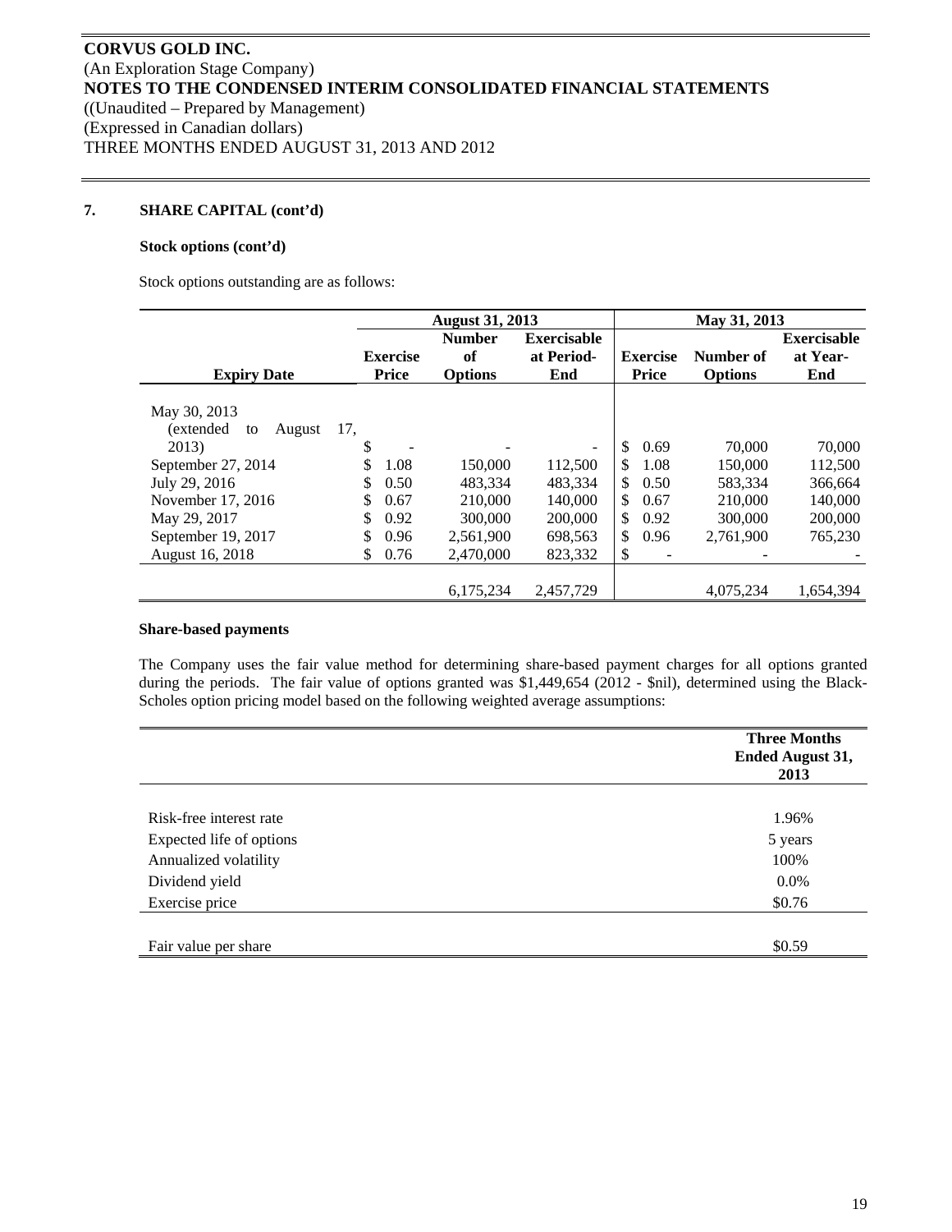**CORVUS GOLD INC.**
(An Exploration Stage Company)
**NOTES TO THE CONDENSED INTERIM CONSOLIDATED FINANCIAL STATEMENTS**
((Unaudited – Prepared by Management)
(Expressed in Canadian dollars)
THREE MONTHS ENDED AUGUST 31, 2013 AND 2012

## 7. SHARE CAPITAL (cont'd)

### Stock options (cont'd)

Stock options outstanding are as follows:

| | August 31, 2013 | | | May 31, 2013 | | |
|---|---|---|---|---|---|---|
| **Expiry Date** | **Exercise Price** | **Number of Options** | **Exercisable at Period-End** | **Exercise Price** | **Number of Options** | **Exercisable at Year-End** |
| May 30, 2013 (extended to August 17, 2013) | $ - | - | - | $ 0.69 | 70,000 | 70,000 |
| September 27, 2014 | $ 1.08 | 150,000 | 112,500 | $ 1.08 | 150,000 | 112,500 |
| July 29, 2016 | $ 0.50 | 483,334 | 483,334 | $ 0.50 | 583,334 | 366,664 |
| November 17, 2016 | $ 0.67 | 210,000 | 140,000 | $ 0.67 | 210,000 | 140,000 |
| May 29, 2017 | $ 0.92 | 300,000 | 200,000 | $ 0.92 | 300,000 | 200,000 |
| September 19, 2017 | $ 0.96 | 2,561,900 | 698,563 | $ 0.96 | 2,761,900 | 765,230 |
| August 16, 2018 | $ 0.76 | 2,470,000 | 823,332 | $ - | - | - |
| | | 6,175,234 | 2,457,729 | | 4,075,234 | 1,654,394 |

### Share-based payments

The Company uses the fair value method for determining share-based payment charges for all options granted during the periods. The fair value of options granted was $1,449,654 (2012 - $nil), determined using the Black-Scholes option pricing model based on the following weighted average assumptions:

| | Three Months Ended August 31, 2013 |
|---|---|
| Risk-free interest rate | 1.96% |
| Expected life of options | 5 years |
| Annualized volatility | 100% |
| Dividend yield | 0.0% |
| Exercise price | $0.76 |
| Fair value per share | $0.59 |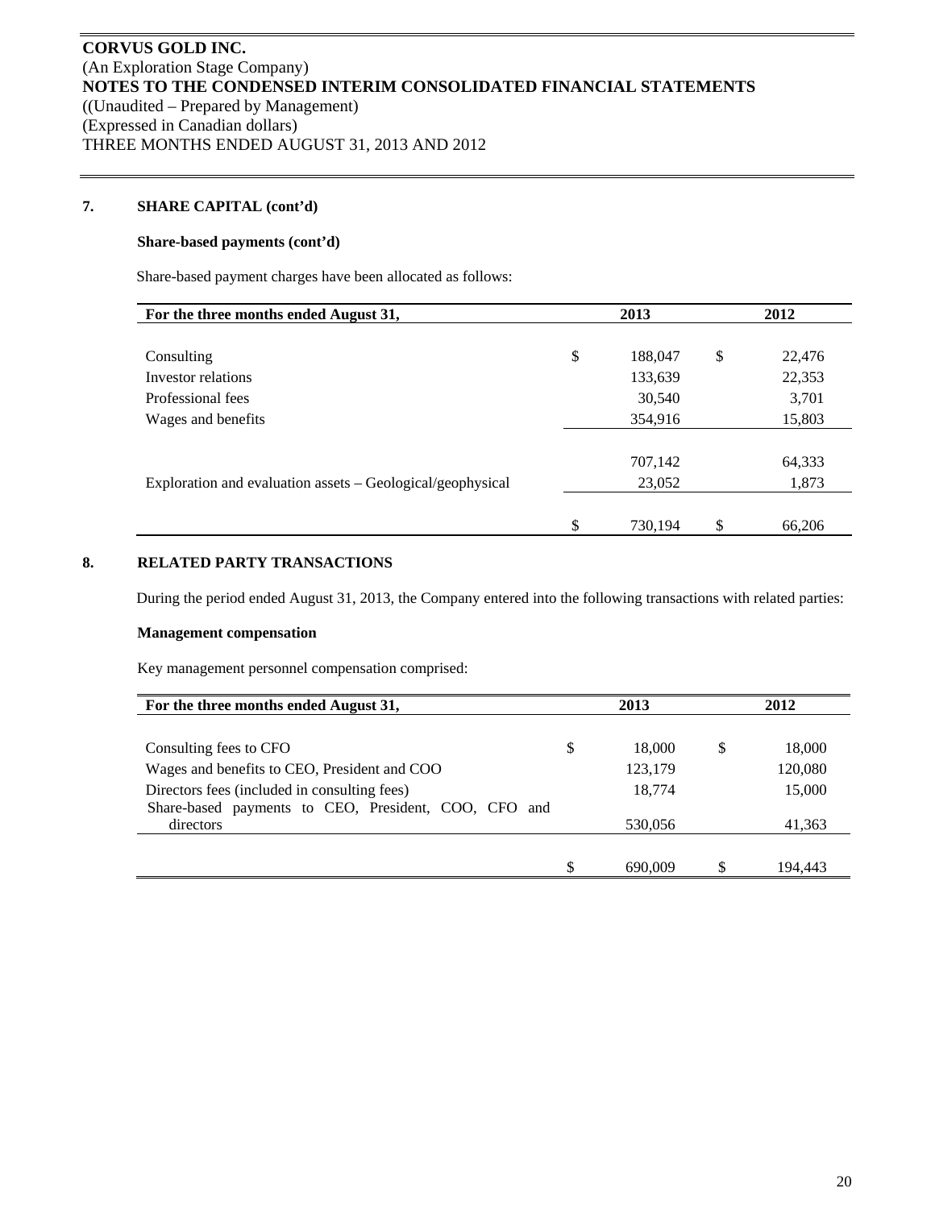**7. SHARE CAPITAL (cont'd)**

**Share-based payments (cont'd)**

Share-based payment charges have been allocated as follows:

| For the three months ended August 31, | 2013 | 2012 |
|---|---|---|
| Consulting | $ 188,047 | $ 22,476 |
| Investor relations | 133,639 | 22,353 |
| Professional fees | 30,540 | 3,701 |
| Wages and benefits | 354,916 | 15,803 |
| | 707,142 | 64,333 |
| Exploration and evaluation assets – Geological/geophysical | 23,052 | 1,873 |
| | $ 730,194 | $ 66,206 |

**8. RELATED PARTY TRANSACTIONS**

During the period ended August 31, 2013, the Company entered into the following transactions with related parties:

**Management compensation**

Key management personnel compensation comprised:

| For the three months ended August 31, | 2013 | 2012 |
|---|---|---|
| Consulting fees to CFO | $ 18,000 | $ 18,000 |
| Wages and benefits to CEO, President and COO | 123,179 | 120,080 |
| Directors fees (included in consulting fees) | 18,774 | 15,000 |
| Share-based payments to CEO, President, COO, CFO and directors | 530,056 | 41,363 |
| | $ 690,009 | $ 194,443 |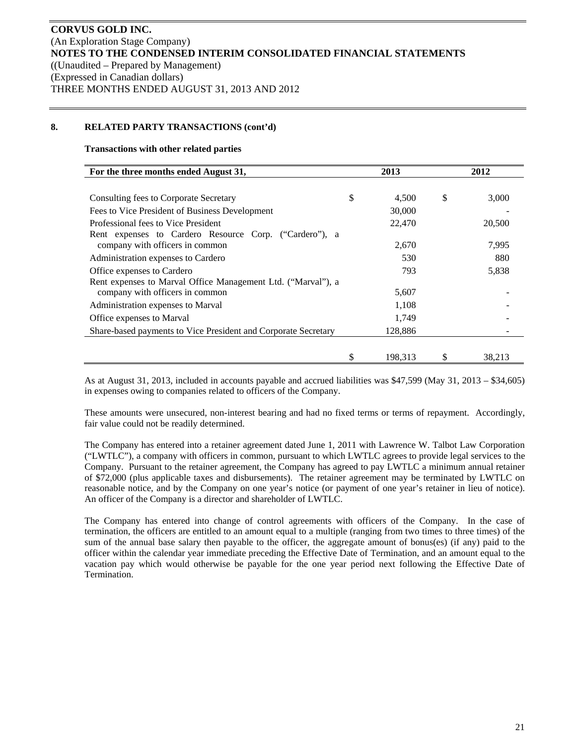**CORVUS GOLD INC.**
(An Exploration Stage Company)
**NOTES TO THE CONDENSED INTERIM CONSOLIDATED FINANCIAL STATEMENTS**
((Unaudited – Prepared by Management)
(Expressed in Canadian dollars)
THREE MONTHS ENDED AUGUST 31, 2013 AND 2012

## 8. RELATED PARTY TRANSACTIONS (cont'd)

**Transactions with other related parties**

| For the three months ended August 31, | 2013 | 2012 |
|---|---|---|
| Consulting fees to Corporate Secretary | $ 4,500 | $ 3,000 |
| Fees to Vice President of Business Development | 30,000 | - |
| Professional fees to Vice President | 22,470 | 20,500 |
| Rent expenses to Cardero Resource Corp. ("Cardero"), a company with officers in common | 2,670 | 7,995 |
| Administration expenses to Cardero | 530 | 880 |
| Office expenses to Cardero | 793 | 5,838 |
| Rent expenses to Marval Office Management Ltd. ("Marval"), a company with officers in common | 5,607 | - |
| Administration expenses to Marval | 1,108 | - |
| Office expenses to Marval | 1,749 | - |
| Share-based payments to Vice President and Corporate Secretary | 128,886 | - |
| | $ 198,313 | $ 38,213 |

As at August 31, 2013, included in accounts payable and accrued liabilities was $47,599 (May 31, 2013 – $34,605) in expenses owing to companies related to officers of the Company.

These amounts were unsecured, non-interest bearing and had no fixed terms or terms of repayment. Accordingly, fair value could not be readily determined.

The Company has entered into a retainer agreement dated June 1, 2011 with Lawrence W. Talbot Law Corporation ("LWTLC"), a company with officers in common, pursuant to which LWTLC agrees to provide legal services to the Company. Pursuant to the retainer agreement, the Company has agreed to pay LWTLC a minimum annual retainer of $72,000 (plus applicable taxes and disbursements). The retainer agreement may be terminated by LWTLC on reasonable notice, and by the Company on one year's notice (or payment of one year's retainer in lieu of notice). An officer of the Company is a director and shareholder of LWTLC.

The Company has entered into change of control agreements with officers of the Company. In the case of termination, the officers are entitled to an amount equal to a multiple (ranging from two times to three times) of the sum of the annual base salary then payable to the officer, the aggregate amount of bonus(es) (if any) paid to the officer within the calendar year immediate preceding the Effective Date of Termination, and an amount equal to the vacation pay which would otherwise be payable for the one year period next following the Effective Date of Termination.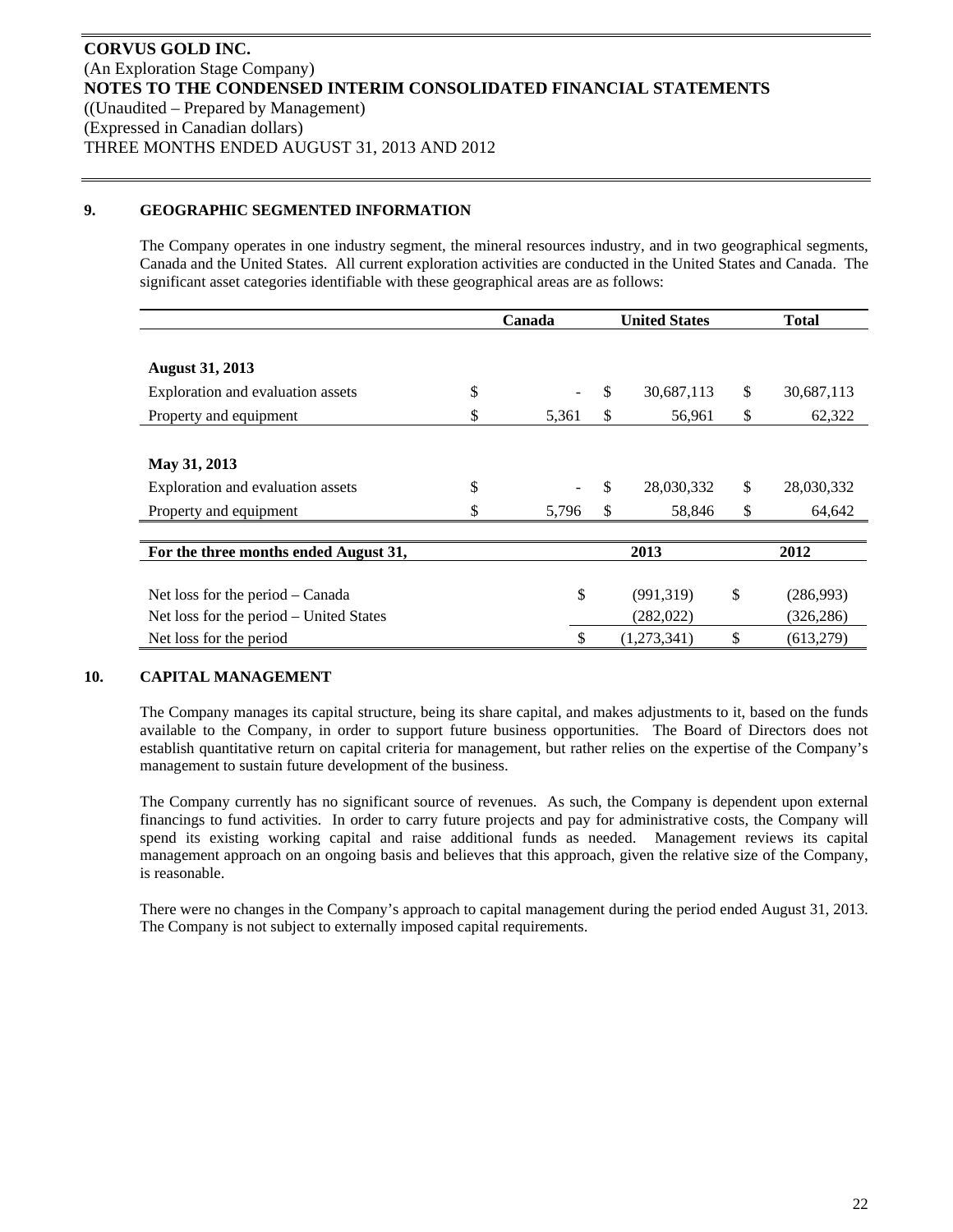**CORVUS GOLD INC.**
(An Exploration Stage Company)
**NOTES TO THE CONDENSED INTERIM CONSOLIDATED FINANCIAL STATEMENTS**
((Unaudited – Prepared by Management)
(Expressed in Canadian dollars)
THREE MONTHS ENDED AUGUST 31, 2013 AND 2012

## 9. GEOGRAPHIC SEGMENTED INFORMATION

The Company operates in one industry segment, the mineral resources industry, and in two geographical segments, Canada and the United States. All current exploration activities are conducted in the United States and Canada. The significant asset categories identifiable with these geographical areas are as follows:

| | Canada | United States | Total |
|---|---|---|---|
| **August 31, 2013** | | | |
| Exploration and evaluation assets | $ - | $ 30,687,113 | $ 30,687,113 |
| Property and equipment | $ 5,361 | $ 56,961 | $ 62,322 |
| **May 31, 2013** | | | |
| Exploration and evaluation assets | $ - | $ 28,030,332 | $ 28,030,332 |
| Property and equipment | $ 5,796 | $ 58,846 | $ 64,642 |

| For the three months ended August 31, | 2013 | 2012 |
|---|---|---|
| Net loss for the period – Canada | $ (991,319) | $ (286,993) |
| Net loss for the period – United States | (282,022) | (326,286) |
| Net loss for the period | $ (1,273,341) | $ (613,279) |

## 10. CAPITAL MANAGEMENT

The Company manages its capital structure, being its share capital, and makes adjustments to it, based on the funds available to the Company, in order to support future business opportunities. The Board of Directors does not establish quantitative return on capital criteria for management, but rather relies on the expertise of the Company's management to sustain future development of the business.

The Company currently has no significant source of revenues. As such, the Company is dependent upon external financings to fund activities. In order to carry future projects and pay for administrative costs, the Company will spend its existing working capital and raise additional funds as needed. Management reviews its capital management approach on an ongoing basis and believes that this approach, given the relative size of the Company, is reasonable.

There were no changes in the Company's approach to capital management during the period ended August 31, 2013. The Company is not subject to externally imposed capital requirements.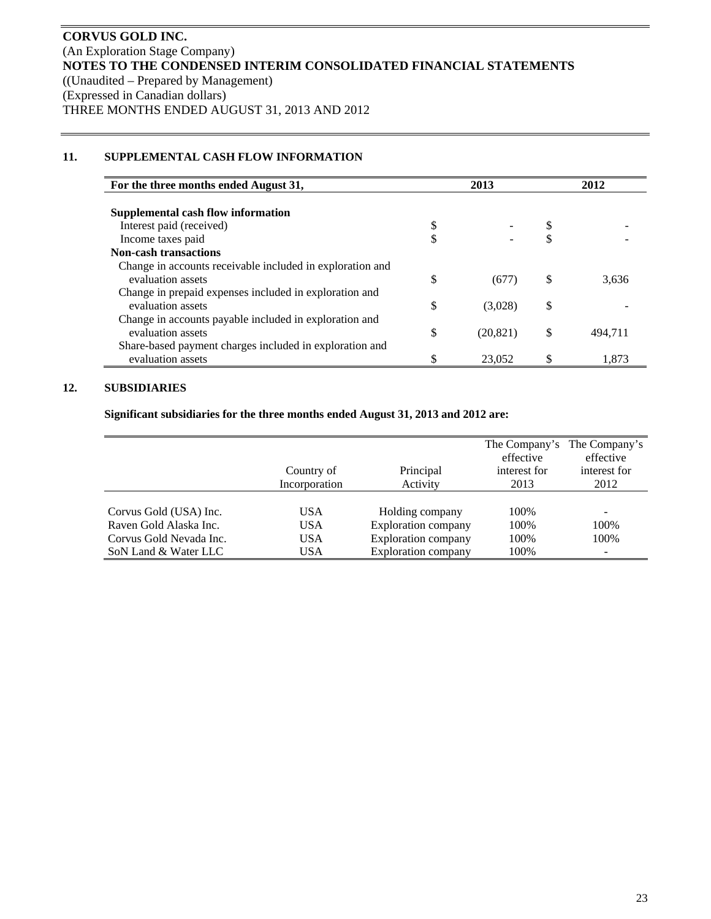**CORVUS GOLD INC.**
(An Exploration Stage Company)
**NOTES TO THE CONDENSED INTERIM CONSOLIDATED FINANCIAL STATEMENTS**
((Unaudited – Prepared by Management)
(Expressed in Canadian dollars)
THREE MONTHS ENDED AUGUST 31, 2013 AND 2012

## 11. SUPPLEMENTAL CASH FLOW INFORMATION

| For the three months ended August 31, | | 2013 | | 2012 |
|---|---|---|---|---|
| **Supplemental cash flow information** | | | | |
| Interest paid (received) | $ | - | $ | - |
| Income taxes paid | $ | - | $ | - |
| **Non-cash transactions** | | | | |
| Change in accounts receivable included in exploration and evaluation assets | $ | (677) | $ | 3,636 |
| Change in prepaid expenses included in exploration and evaluation assets | $ | (3,028) | $ | - |
| Change in accounts payable included in exploration and evaluation assets | $ | (20,821) | $ | 494,711 |
| Share-based payment charges included in exploration and evaluation assets | $ | 23,052 | $ | 1,873 |

## 12. SUBSIDIARIES

**Significant subsidiaries for the three months ended August 31, 2013 and 2012 are:**

| | Country of Incorporation | Principal Activity | The Company's effective interest for 2013 | The Company's effective interest for 2012 |
|---|---|---|---|---|
| Corvus Gold (USA) Inc. | USA | Holding company | 100% | - |
| Raven Gold Alaska Inc. | USA | Exploration company | 100% | 100% |
| Corvus Gold Nevada Inc. | USA | Exploration company | 100% | 100% |
| SoN Land & Water LLC | USA | Exploration company | 100% | - |